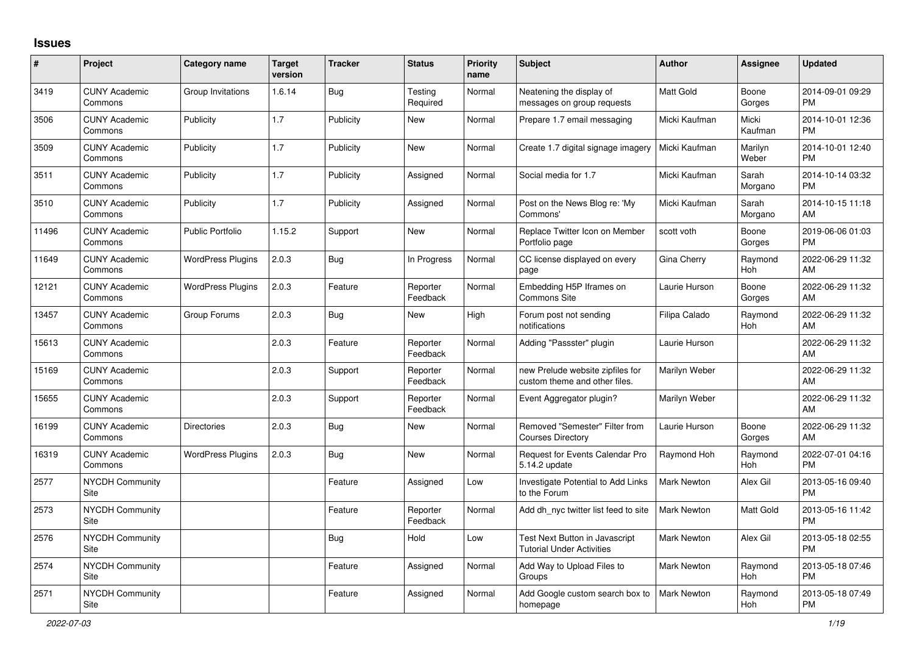# Issues

| # | Project | Category name | Target version | Tracker | Status | Priority name | Subject | Author | Assignee | Updated |
|---|---|---|---|---|---|---|---|---|---|---|
| 3419 | CUNY Academic Commons | Group Invitations | 1.6.14 | Bug | Testing Required | Normal | Neatening the display of messages on group requests | Matt Gold | Boone Gorges | 2014-09-01 09:29 PM |
| 3506 | CUNY Academic Commons | Publicity | 1.7 | Publicity | New | Normal | Prepare 1.7 email messaging | Micki Kaufman | Micki Kaufman | 2014-10-01 12:36 PM |
| 3509 | CUNY Academic Commons | Publicity | 1.7 | Publicity | New | Normal | Create 1.7 digital signage imagery | Micki Kaufman | Marilyn Weber | 2014-10-01 12:40 PM |
| 3511 | CUNY Academic Commons | Publicity | 1.7 | Publicity | Assigned | Normal | Social media for 1.7 | Micki Kaufman | Sarah Morgano | 2014-10-14 03:32 PM |
| 3510 | CUNY Academic Commons | Publicity | 1.7 | Publicity | Assigned | Normal | Post on the News Blog re: 'My Commons' | Micki Kaufman | Sarah Morgano | 2014-10-15 11:18 AM |
| 11496 | CUNY Academic Commons | Public Portfolio | 1.15.2 | Support | New | Normal | Replace Twitter Icon on Member Portfolio page | scott voth | Boone Gorges | 2019-06-06 01:03 PM |
| 11649 | CUNY Academic Commons | WordPress Plugins | 2.0.3 | Bug | In Progress | Normal | CC license displayed on every page | Gina Cherry | Raymond Hoh | 2022-06-29 11:32 AM |
| 12121 | CUNY Academic Commons | WordPress Plugins | 2.0.3 | Feature | Reporter Feedback | Normal | Embedding H5P Iframes on Commons Site | Laurie Hurson | Boone Gorges | 2022-06-29 11:32 AM |
| 13457 | CUNY Academic Commons | Group Forums | 2.0.3 | Bug | New | High | Forum post not sending notifications | Filipa Calado | Raymond Hoh | 2022-06-29 11:32 AM |
| 15613 | CUNY Academic Commons | | 2.0.3 | Feature | Reporter Feedback | Normal | Adding "Passster" plugin | Laurie Hurson | | 2022-06-29 11:32 AM |
| 15169 | CUNY Academic Commons | | 2.0.3 | Support | Reporter Feedback | Normal | new Prelude website zipfiles for custom theme and other files. | Marilyn Weber | | 2022-06-29 11:32 AM |
| 15655 | CUNY Academic Commons | | 2.0.3 | Support | Reporter Feedback | Normal | Event Aggregator plugin? | Marilyn Weber | | 2022-06-29 11:32 AM |
| 16199 | CUNY Academic Commons | Directories | 2.0.3 | Bug | New | Normal | Removed "Semester" Filter from Courses Directory | Laurie Hurson | Boone Gorges | 2022-06-29 11:32 AM |
| 16319 | CUNY Academic Commons | WordPress Plugins | 2.0.3 | Bug | New | Normal | Request for Events Calendar Pro 5.14.2 update | Raymond Hoh | Raymond Hoh | 2022-07-01 04:16 PM |
| 2577 | NYCDH Community Site | | | Feature | Assigned | Low | Investigate Potential to Add Links to the Forum | Mark Newton | Alex Gil | 2013-05-16 09:40 PM |
| 2573 | NYCDH Community Site | | | Feature | Reporter Feedback | Normal | Add dh_nyc twitter list feed to site | Mark Newton | Matt Gold | 2013-05-16 11:42 PM |
| 2576 | NYCDH Community Site | | | Bug | Hold | Low | Test Next Button in Javascript Tutorial Under Activities | Mark Newton | Alex Gil | 2013-05-18 02:55 PM |
| 2574 | NYCDH Community Site | | | Feature | Assigned | Normal | Add Way to Upload Files to Groups | Mark Newton | Raymond Hoh | 2013-05-18 07:46 PM |
| 2571 | NYCDH Community Site | | | Feature | Assigned | Normal | Add Google custom search box to homepage | Mark Newton | Raymond Hoh | 2013-05-18 07:49 PM |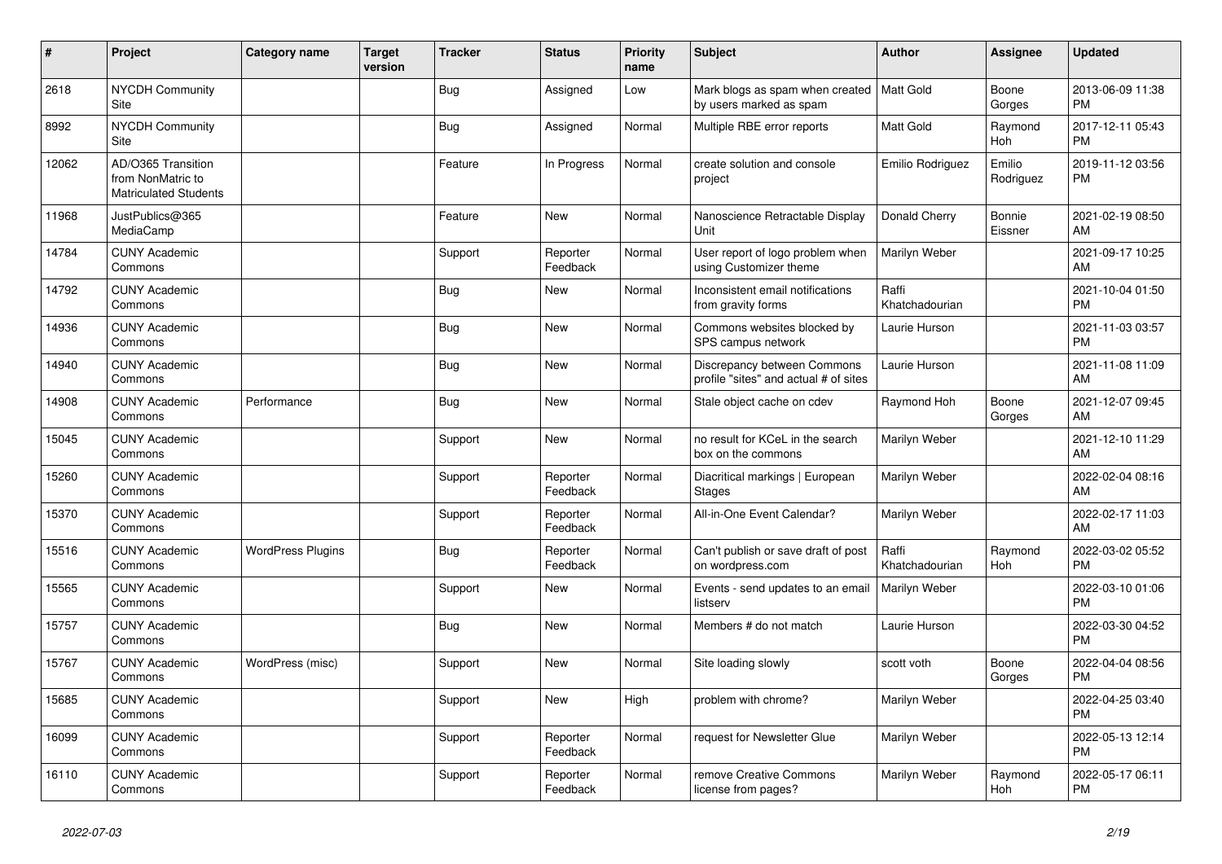| # | Project | Category name | Target version | Tracker | Status | Priority name | Subject | Author | Assignee | Updated |
|---|---|---|---|---|---|---|---|---|---|---|
| 2618 | NYCDH Community Site | | | Bug | Assigned | Low | Mark blogs as spam when created by users marked as spam | Matt Gold | Boone Gorges | 2013-06-09 11:38 PM |
| 8992 | NYCDH Community Site | | | Bug | Assigned | Normal | Multiple RBE error reports | Matt Gold | Raymond Hoh | 2017-12-11 05:43 PM |
| 12062 | AD/O365 Transition from NonMatric to Matriculated Students | | | Feature | In Progress | Normal | create solution and console project | Emilio Rodriguez | Emilio Rodriguez | 2019-11-12 03:56 PM |
| 11968 | JustPublics@365 MediaCamp | | | Feature | New | Normal | Nanoscience Retractable Display Unit | Donald Cherry | Bonnie Eissner | 2021-02-19 08:50 AM |
| 14784 | CUNY Academic Commons | | | Support | Reporter Feedback | Normal | User report of logo problem when using Customizer theme | Marilyn Weber | | 2021-09-17 10:25 AM |
| 14792 | CUNY Academic Commons | | | Bug | New | Normal | Inconsistent email notifications from gravity forms | Raffi Khatchadourian | | 2021-10-04 01:50 PM |
| 14936 | CUNY Academic Commons | | | Bug | New | Normal | Commons websites blocked by SPS campus network | Laurie Hurson | | 2021-11-03 03:57 PM |
| 14940 | CUNY Academic Commons | | | Bug | New | Normal | Discrepancy between Commons profile "sites" and actual # of sites | Laurie Hurson | | 2021-11-08 11:09 AM |
| 14908 | CUNY Academic Commons | Performance | | Bug | New | Normal | Stale object cache on cdev | Raymond Hoh | Boone Gorges | 2021-12-07 09:45 AM |
| 15045 | CUNY Academic Commons | | | Support | New | Normal | no result for KCeL in the search box on the commons | Marilyn Weber | | 2021-12-10 11:29 AM |
| 15260 | CUNY Academic Commons | | | Support | Reporter Feedback | Normal | Diacritical markings \| European Stages | Marilyn Weber | | 2022-02-04 08:16 AM |
| 15370 | CUNY Academic Commons | | | Support | Reporter Feedback | Normal | All-in-One Event Calendar? | Marilyn Weber | | 2022-02-17 11:03 AM |
| 15516 | CUNY Academic Commons | WordPress Plugins | | Bug | Reporter Feedback | Normal | Can't publish or save draft of post on wordpress.com | Raffi Khatchadourian | Raymond Hoh | 2022-03-02 05:52 PM |
| 15565 | CUNY Academic Commons | | | Support | New | Normal | Events - send updates to an email listserv | Marilyn Weber | | 2022-03-10 01:06 PM |
| 15757 | CUNY Academic Commons | | | Bug | New | Normal | Members # do not match | Laurie Hurson | | 2022-03-30 04:52 PM |
| 15767 | CUNY Academic Commons | WordPress (misc) | | Support | New | Normal | Site loading slowly | scott voth | Boone Gorges | 2022-04-04 08:56 PM |
| 15685 | CUNY Academic Commons | | | Support | New | High | problem with chrome? | Marilyn Weber | | 2022-04-25 03:40 PM |
| 16099 | CUNY Academic Commons | | | Support | Reporter Feedback | Normal | request for Newsletter Glue | Marilyn Weber | | 2022-05-13 12:14 PM |
| 16110 | CUNY Academic Commons | | | Support | Reporter Feedback | Normal | remove Creative Commons license from pages? | Marilyn Weber | Raymond Hoh | 2022-05-17 06:11 PM |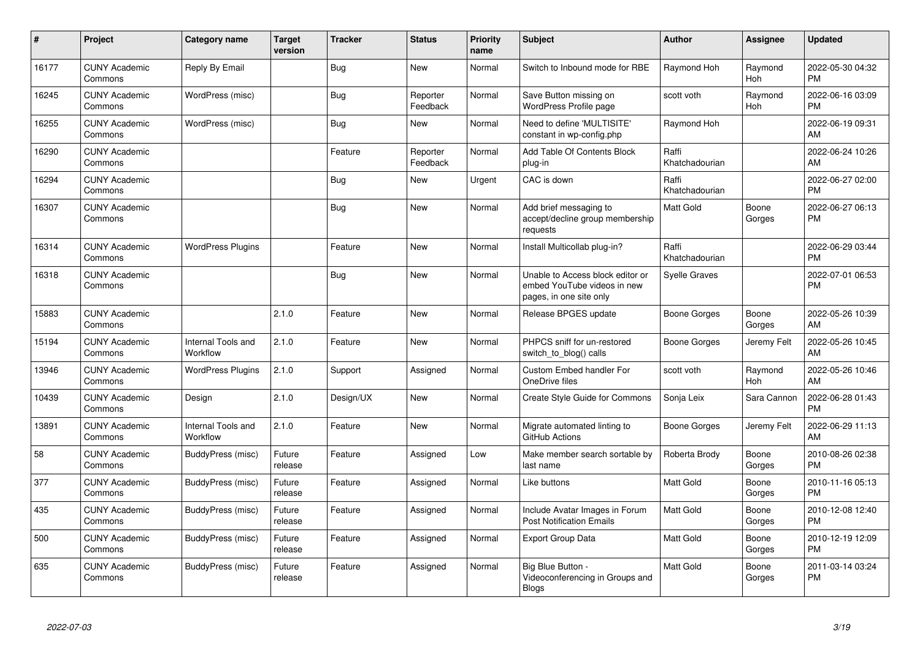| # | Project | Category name | Target version | Tracker | Status | Priority name | Subject | Author | Assignee | Updated |
|---|---|---|---|---|---|---|---|---|---|---|
| 16177 | CUNY Academic Commons | Reply By Email | | Bug | New | Normal | Switch to Inbound mode for RBE | Raymond Hoh | Raymond Hoh | 2022-05-30 04:32 PM |
| 16245 | CUNY Academic Commons | WordPress (misc) | | Bug | Reporter Feedback | Normal | Save Button missing on WordPress Profile page | scott voth | Raymond Hoh | 2022-06-16 03:09 PM |
| 16255 | CUNY Academic Commons | WordPress (misc) | | Bug | New | Normal | Need to define 'MULTISITE' constant in wp-config.php | Raymond Hoh | | 2022-06-19 09:31 AM |
| 16290 | CUNY Academic Commons | | | Feature | Reporter Feedback | Normal | Add Table Of Contents Block plug-in | Raffi Khatchadourian | | 2022-06-24 10:26 AM |
| 16294 | CUNY Academic Commons | | | Bug | New | Urgent | CAC is down | Raffi Khatchadourian | | 2022-06-27 02:00 PM |
| 16307 | CUNY Academic Commons | | | Bug | New | Normal | Add brief messaging to accept/decline group membership requests | Matt Gold | Boone Gorges | 2022-06-27 06:13 PM |
| 16314 | CUNY Academic Commons | WordPress Plugins | | Feature | New | Normal | Install Multicollab plug-in? | Raffi Khatchadourian | | 2022-06-29 03:44 PM |
| 16318 | CUNY Academic Commons | | | Bug | New | Normal | Unable to Access block editor or embed YouTube videos in new pages, in one site only | Syelle Graves | | 2022-07-01 06:53 PM |
| 15883 | CUNY Academic Commons | | 2.1.0 | Feature | New | Normal | Release BPGES update | Boone Gorges | Boone Gorges | 2022-05-26 10:39 AM |
| 15194 | CUNY Academic Commons | Internal Tools and Workflow | 2.1.0 | Feature | New | Normal | PHPCS sniff for un-restored switch_to_blog() calls | Boone Gorges | Jeremy Felt | 2022-05-26 10:45 AM |
| 13946 | CUNY Academic Commons | WordPress Plugins | 2.1.0 | Support | Assigned | Normal | Custom Embed handler For OneDrive files | scott voth | Raymond Hoh | 2022-05-26 10:46 AM |
| 10439 | CUNY Academic Commons | Design | 2.1.0 | Design/UX | New | Normal | Create Style Guide for Commons | Sonja Leix | Sara Cannon | 2022-06-28 01:43 PM |
| 13891 | CUNY Academic Commons | Internal Tools and Workflow | 2.1.0 | Feature | New | Normal | Migrate automated linting to GitHub Actions | Boone Gorges | Jeremy Felt | 2022-06-29 11:13 AM |
| 58 | CUNY Academic Commons | BuddyPress (misc) | Future release | Feature | Assigned | Low | Make member search sortable by last name | Roberta Brody | Boone Gorges | 2010-08-26 02:38 PM |
| 377 | CUNY Academic Commons | BuddyPress (misc) | Future release | Feature | Assigned | Normal | Like buttons | Matt Gold | Boone Gorges | 2010-11-16 05:13 PM |
| 435 | CUNY Academic Commons | BuddyPress (misc) | Future release | Feature | Assigned | Normal | Include Avatar Images in Forum Post Notification Emails | Matt Gold | Boone Gorges | 2010-12-08 12:40 PM |
| 500 | CUNY Academic Commons | BuddyPress (misc) | Future release | Feature | Assigned | Normal | Export Group Data | Matt Gold | Boone Gorges | 2010-12-19 12:09 PM |
| 635 | CUNY Academic Commons | BuddyPress (misc) | Future release | Feature | Assigned | Normal | Big Blue Button - Videoconferencing in Groups and Blogs | Matt Gold | Boone Gorges | 2011-03-14 03:24 PM |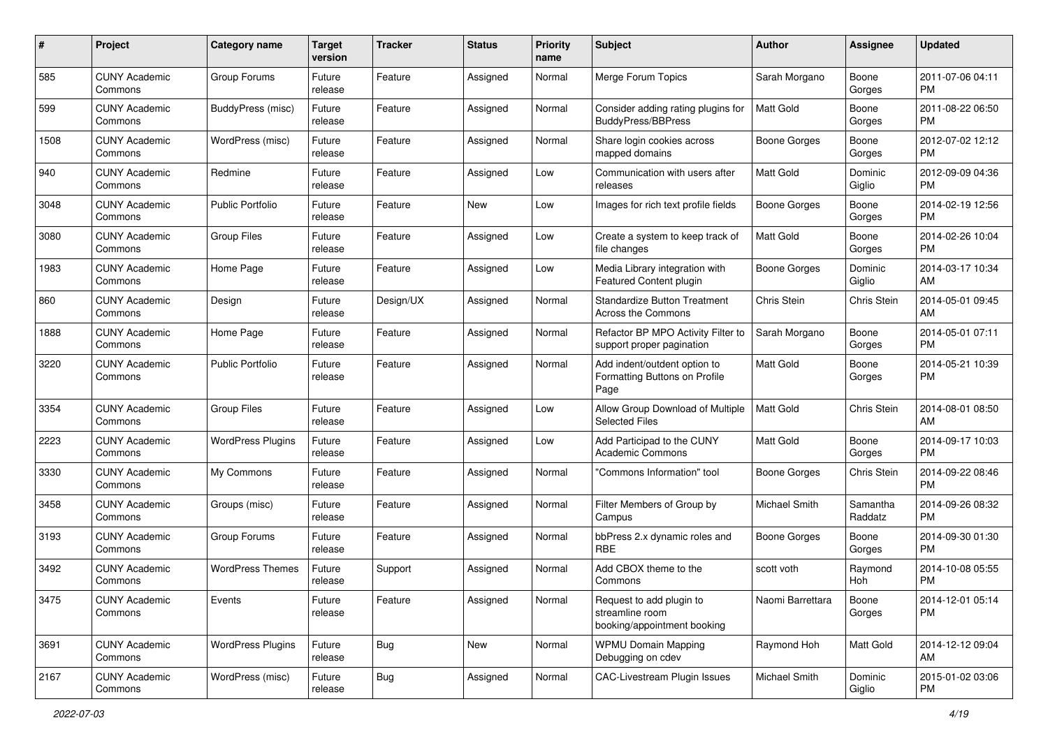| # | Project | Category name | Target version | Tracker | Status | Priority name | Subject | Author | Assignee | Updated |
|---|---|---|---|---|---|---|---|---|---|---|
| 585 | CUNY Academic Commons | Group Forums | Future release | Feature | Assigned | Normal | Merge Forum Topics | Sarah Morgano | Boone Gorges | 2011-07-06 04:11 PM |
| 599 | CUNY Academic Commons | BuddyPress (misc) | Future release | Feature | Assigned | Normal | Consider adding rating plugins for BuddyPress/BBPress | Matt Gold | Boone Gorges | 2011-08-22 06:50 PM |
| 1508 | CUNY Academic Commons | WordPress (misc) | Future release | Feature | Assigned | Normal | Share login cookies across mapped domains | Boone Gorges | Boone Gorges | 2012-07-02 12:12 PM |
| 940 | CUNY Academic Commons | Redmine | Future release | Feature | Assigned | Low | Communication with users after releases | Matt Gold | Dominic Giglio | 2012-09-09 04:36 PM |
| 3048 | CUNY Academic Commons | Public Portfolio | Future release | Feature | New | Low | Images for rich text profile fields | Boone Gorges | Boone Gorges | 2014-02-19 12:56 PM |
| 3080 | CUNY Academic Commons | Group Files | Future release | Feature | Assigned | Low | Create a system to keep track of file changes | Matt Gold | Boone Gorges | 2014-02-26 10:04 PM |
| 1983 | CUNY Academic Commons | Home Page | Future release | Feature | Assigned | Low | Media Library integration with Featured Content plugin | Boone Gorges | Dominic Giglio | 2014-03-17 10:34 AM |
| 860 | CUNY Academic Commons | Design | Future release | Design/UX | Assigned | Normal | Standardize Button Treatment Across the Commons | Chris Stein | Chris Stein | 2014-05-01 09:45 AM |
| 1888 | CUNY Academic Commons | Home Page | Future release | Feature | Assigned | Normal | Refactor BP MPO Activity Filter to support proper pagination | Sarah Morgano | Boone Gorges | 2014-05-01 07:11 PM |
| 3220 | CUNY Academic Commons | Public Portfolio | Future release | Feature | Assigned | Normal | Add indent/outdent option to Formatting Buttons on Profile Page | Matt Gold | Boone Gorges | 2014-05-21 10:39 PM |
| 3354 | CUNY Academic Commons | Group Files | Future release | Feature | Assigned | Low | Allow Group Download of Multiple Selected Files | Matt Gold | Chris Stein | 2014-08-01 08:50 AM |
| 2223 | CUNY Academic Commons | WordPress Plugins | Future release | Feature | Assigned | Low | Add Participad to the CUNY Academic Commons | Matt Gold | Boone Gorges | 2014-09-17 10:03 PM |
| 3330 | CUNY Academic Commons | My Commons | Future release | Feature | Assigned | Normal | "Commons Information" tool | Boone Gorges | Chris Stein | 2014-09-22 08:46 PM |
| 3458 | CUNY Academic Commons | Groups (misc) | Future release | Feature | Assigned | Normal | Filter Members of Group by Campus | Michael Smith | Samantha Raddatz | 2014-09-26 08:32 PM |
| 3193 | CUNY Academic Commons | Group Forums | Future release | Feature | Assigned | Normal | bbPress 2.x dynamic roles and RBE | Boone Gorges | Boone Gorges | 2014-09-30 01:30 PM |
| 3492 | CUNY Academic Commons | WordPress Themes | Future release | Support | Assigned | Normal | Add CBOX theme to the Commons | scott voth | Raymond Hoh | 2014-10-08 05:55 PM |
| 3475 | CUNY Academic Commons | Events | Future release | Feature | Assigned | Normal | Request to add plugin to streamline room booking/appointment booking | Naomi Barrettara | Boone Gorges | 2014-12-01 05:14 PM |
| 3691 | CUNY Academic Commons | WordPress Plugins | Future release | Bug | New | Normal | WPMU Domain Mapping Debugging on cdev | Raymond Hoh | Matt Gold | 2014-12-12 09:04 AM |
| 2167 | CUNY Academic Commons | WordPress (misc) | Future release | Bug | Assigned | Normal | CAC-Livestream Plugin Issues | Michael Smith | Dominic Giglio | 2015-01-02 03:06 PM |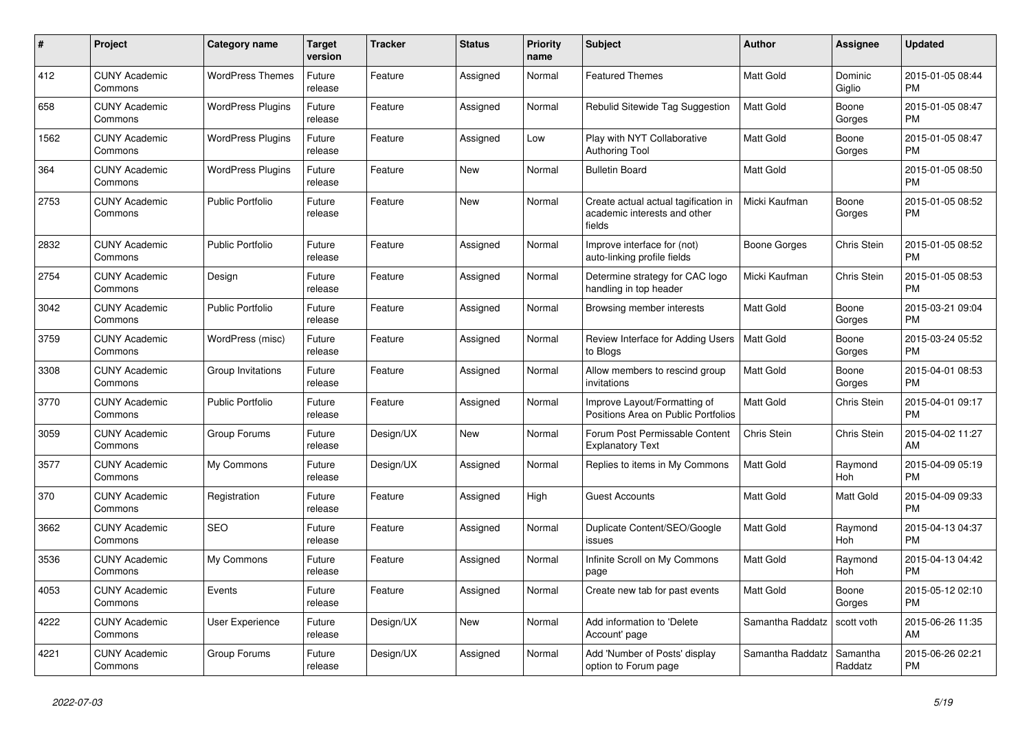| # | Project | Category name | Target version | Tracker | Status | Priority name | Subject | Author | Assignee | Updated |
|---|---|---|---|---|---|---|---|---|---|---|
| 412 | CUNY Academic Commons | WordPress Themes | Future release | Feature | Assigned | Normal | Featured Themes | Matt Gold | Dominic Giglio | 2015-01-05 08:44 PM |
| 658 | CUNY Academic Commons | WordPress Plugins | Future release | Feature | Assigned | Normal | Rebulid Sitewide Tag Suggestion | Matt Gold | Boone Gorges | 2015-01-05 08:47 PM |
| 1562 | CUNY Academic Commons | WordPress Plugins | Future release | Feature | Assigned | Low | Play with NYT Collaborative Authoring Tool | Matt Gold | Boone Gorges | 2015-01-05 08:47 PM |
| 364 | CUNY Academic Commons | WordPress Plugins | Future release | Feature | New | Normal | Bulletin Board | Matt Gold | | 2015-01-05 08:50 PM |
| 2753 | CUNY Academic Commons | Public Portfolio | Future release | Feature | New | Normal | Create actual actual tagification in academic interests and other fields | Micki Kaufman | Boone Gorges | 2015-01-05 08:52 PM |
| 2832 | CUNY Academic Commons | Public Portfolio | Future release | Feature | Assigned | Normal | Improve interface for (not) auto-linking profile fields | Boone Gorges | Chris Stein | 2015-01-05 08:52 PM |
| 2754 | CUNY Academic Commons | Design | Future release | Feature | Assigned | Normal | Determine strategy for CAC logo handling in top header | Micki Kaufman | Chris Stein | 2015-01-05 08:53 PM |
| 3042 | CUNY Academic Commons | Public Portfolio | Future release | Feature | Assigned | Normal | Browsing member interests | Matt Gold | Boone Gorges | 2015-03-21 09:04 PM |
| 3759 | CUNY Academic Commons | WordPress (misc) | Future release | Feature | Assigned | Normal | Review Interface for Adding Users to Blogs | Matt Gold | Boone Gorges | 2015-03-24 05:52 PM |
| 3308 | CUNY Academic Commons | Group Invitations | Future release | Feature | Assigned | Normal | Allow members to rescind group invitations | Matt Gold | Boone Gorges | 2015-04-01 08:53 PM |
| 3770 | CUNY Academic Commons | Public Portfolio | Future release | Feature | Assigned | Normal | Improve Layout/Formatting of Positions Area on Public Portfolios | Matt Gold | Chris Stein | 2015-04-01 09:17 PM |
| 3059 | CUNY Academic Commons | Group Forums | Future release | Design/UX | New | Normal | Forum Post Permissable Content Explanatory Text | Chris Stein | Chris Stein | 2015-04-02 11:27 AM |
| 3577 | CUNY Academic Commons | My Commons | Future release | Design/UX | Assigned | Normal | Replies to items in My Commons | Matt Gold | Raymond Hoh | 2015-04-09 05:19 PM |
| 370 | CUNY Academic Commons | Registration | Future release | Feature | Assigned | High | Guest Accounts | Matt Gold | Matt Gold | 2015-04-09 09:33 PM |
| 3662 | CUNY Academic Commons | SEO | Future release | Feature | Assigned | Normal | Duplicate Content/SEO/Google issues | Matt Gold | Raymond Hoh | 2015-04-13 04:37 PM |
| 3536 | CUNY Academic Commons | My Commons | Future release | Feature | Assigned | Normal | Infinite Scroll on My Commons page | Matt Gold | Raymond Hoh | 2015-04-13 04:42 PM |
| 4053 | CUNY Academic Commons | Events | Future release | Feature | Assigned | Normal | Create new tab for past events | Matt Gold | Boone Gorges | 2015-05-12 02:10 PM |
| 4222 | CUNY Academic Commons | User Experience | Future release | Design/UX | New | Normal | Add information to 'Delete Account' page | Samantha Raddatz | scott voth | 2015-06-26 11:35 AM |
| 4221 | CUNY Academic Commons | Group Forums | Future release | Design/UX | Assigned | Normal | Add 'Number of Posts' display option to Forum page | Samantha Raddatz | Samantha Raddatz | 2015-06-26 02:21 PM |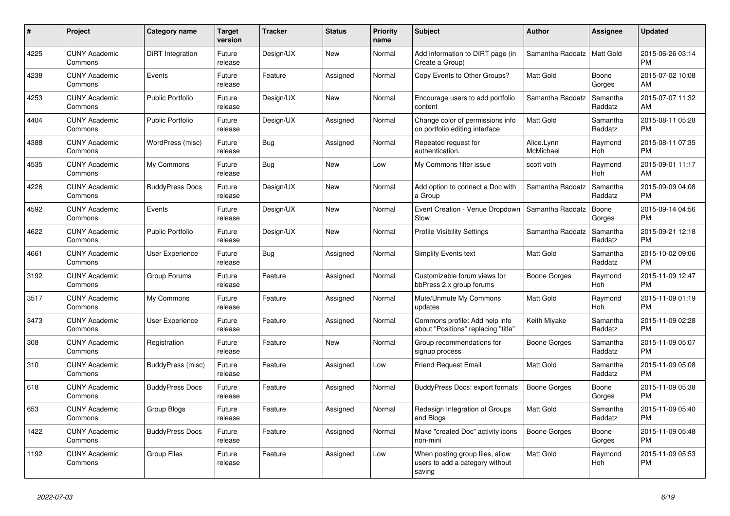| # | Project | Category name | Target version | Tracker | Status | Priority name | Subject | Author | Assignee | Updated |
|---|---|---|---|---|---|---|---|---|---|---|
| 4225 | CUNY Academic Commons | DiRT Integration | Future release | Design/UX | New | Normal | Add information to DIRT page (in Create a Group) | Samantha Raddatz | Matt Gold | 2015-06-26 03:14 PM |
| 4238 | CUNY Academic Commons | Events | Future release | Feature | Assigned | Normal | Copy Events to Other Groups? | Matt Gold | Boone Gorges | 2015-07-02 10:08 AM |
| 4253 | CUNY Academic Commons | Public Portfolio | Future release | Design/UX | New | Normal | Encourage users to add portfolio content | Samantha Raddatz | Samantha Raddatz | 2015-07-07 11:32 AM |
| 4404 | CUNY Academic Commons | Public Portfolio | Future release | Design/UX | Assigned | Normal | Change color of permissions info on portfolio editing interface | Matt Gold | Samantha Raddatz | 2015-08-11 05:28 PM |
| 4388 | CUNY Academic Commons | WordPress (misc) | Future release | Bug | Assigned | Normal | Repeated request for authentication. | Alice.Lynn McMichael | Raymond Hoh | 2015-08-11 07:35 PM |
| 4535 | CUNY Academic Commons | My Commons | Future release | Bug | New | Low | My Commons filter issue | scott voth | Raymond Hoh | 2015-09-01 11:17 AM |
| 4226 | CUNY Academic Commons | BuddyPress Docs | Future release | Design/UX | New | Normal | Add option to connect a Doc with a Group | Samantha Raddatz | Samantha Raddatz | 2015-09-09 04:08 PM |
| 4592 | CUNY Academic Commons | Events | Future release | Design/UX | New | Normal | Event Creation - Venue Dropdown Slow | Samantha Raddatz | Boone Gorges | 2015-09-14 04:56 PM |
| 4622 | CUNY Academic Commons | Public Portfolio | Future release | Design/UX | New | Normal | Profile Visibility Settings | Samantha Raddatz | Samantha Raddatz | 2015-09-21 12:18 PM |
| 4661 | CUNY Academic Commons | User Experience | Future release | Bug | Assigned | Normal | Simplify Events text | Matt Gold | Samantha Raddatz | 2015-10-02 09:06 PM |
| 3192 | CUNY Academic Commons | Group Forums | Future release | Feature | Assigned | Normal | Customizable forum views for bbPress 2.x group forums | Boone Gorges | Raymond Hoh | 2015-11-09 12:47 PM |
| 3517 | CUNY Academic Commons | My Commons | Future release | Feature | Assigned | Normal | Mute/Unmute My Commons updates | Matt Gold | Raymond Hoh | 2015-11-09 01:19 PM |
| 3473 | CUNY Academic Commons | User Experience | Future release | Feature | Assigned | Normal | Commons profile: Add help info about "Positions" replacing "title" | Keith Miyake | Samantha Raddatz | 2015-11-09 02:28 PM |
| 308 | CUNY Academic Commons | Registration | Future release | Feature | New | Normal | Group recommendations for signup process | Boone Gorges | Samantha Raddatz | 2015-11-09 05:07 PM |
| 310 | CUNY Academic Commons | BuddyPress (misc) | Future release | Feature | Assigned | Low | Friend Request Email | Matt Gold | Samantha Raddatz | 2015-11-09 05:08 PM |
| 618 | CUNY Academic Commons | BuddyPress Docs | Future release | Feature | Assigned | Normal | BuddyPress Docs: export formats | Boone Gorges | Boone Gorges | 2015-11-09 05:38 PM |
| 653 | CUNY Academic Commons | Group Blogs | Future release | Feature | Assigned | Normal | Redesign Integration of Groups and Blogs | Matt Gold | Samantha Raddatz | 2015-11-09 05:40 PM |
| 1422 | CUNY Academic Commons | BuddyPress Docs | Future release | Feature | Assigned | Normal | Make "created Doc" activity icons non-mini | Boone Gorges | Boone Gorges | 2015-11-09 05:48 PM |
| 1192 | CUNY Academic Commons | Group Files | Future release | Feature | Assigned | Low | When posting group files, allow users to add a category without saving | Matt Gold | Raymond Hoh | 2015-11-09 05:53 PM |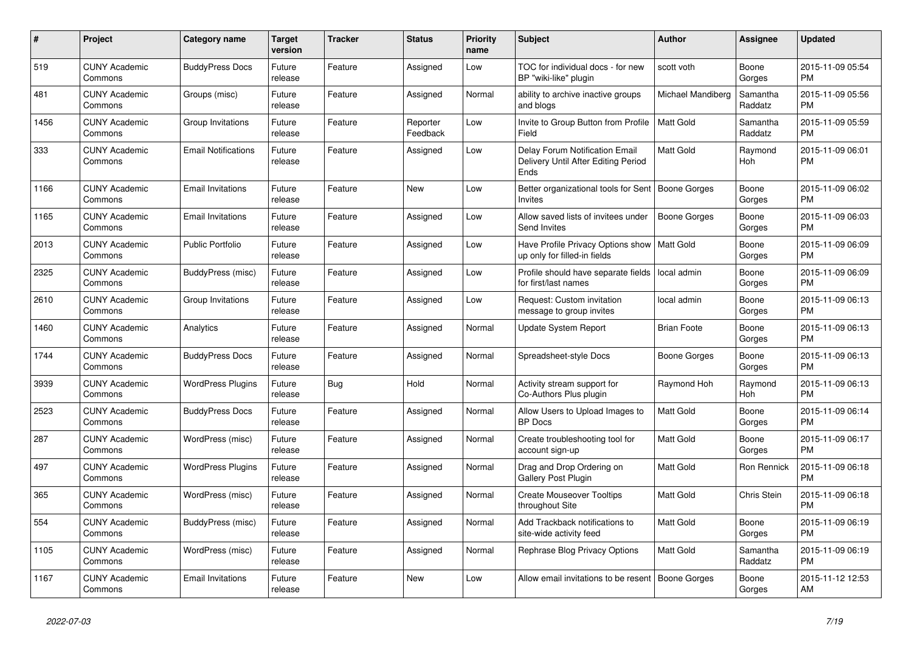| # | Project | Category name | Target version | Tracker | Status | Priority name | Subject | Author | Assignee | Updated |
|---|---|---|---|---|---|---|---|---|---|---|
| 519 | CUNY Academic Commons | BuddyPress Docs | Future release | Feature | Assigned | Low | TOC for individual docs - for new BP "wiki-like" plugin | scott voth | Boone Gorges | 2015-11-09 05:54 PM |
| 481 | CUNY Academic Commons | Groups (misc) | Future release | Feature | Assigned | Normal | ability to archive inactive groups and blogs | Michael Mandiberg | Samantha Raddatz | 2015-11-09 05:56 PM |
| 1456 | CUNY Academic Commons | Group Invitations | Future release | Feature | Reporter Feedback | Low | Invite to Group Button from Profile Field | Matt Gold | Samantha Raddatz | 2015-11-09 05:59 PM |
| 333 | CUNY Academic Commons | Email Notifications | Future release | Feature | Assigned | Low | Delay Forum Notification Email Delivery Until After Editing Period Ends | Matt Gold | Raymond Hoh | 2015-11-09 06:01 PM |
| 1166 | CUNY Academic Commons | Email Invitations | Future release | Feature | New | Low | Better organizational tools for Sent Invites | Boone Gorges | Boone Gorges | 2015-11-09 06:02 PM |
| 1165 | CUNY Academic Commons | Email Invitations | Future release | Feature | Assigned | Low | Allow saved lists of invitees under Send Invites | Boone Gorges | Boone Gorges | 2015-11-09 06:03 PM |
| 2013 | CUNY Academic Commons | Public Portfolio | Future release | Feature | Assigned | Low | Have Profile Privacy Options show up only for filled-in fields | Matt Gold | Boone Gorges | 2015-11-09 06:09 PM |
| 2325 | CUNY Academic Commons | BuddyPress (misc) | Future release | Feature | Assigned | Low | Profile should have separate fields for first/last names | local admin | Boone Gorges | 2015-11-09 06:09 PM |
| 2610 | CUNY Academic Commons | Group Invitations | Future release | Feature | Assigned | Low | Request: Custom invitation message to group invites | local admin | Boone Gorges | 2015-11-09 06:13 PM |
| 1460 | CUNY Academic Commons | Analytics | Future release | Feature | Assigned | Normal | Update System Report | Brian Foote | Boone Gorges | 2015-11-09 06:13 PM |
| 1744 | CUNY Academic Commons | BuddyPress Docs | Future release | Feature | Assigned | Normal | Spreadsheet-style Docs | Boone Gorges | Boone Gorges | 2015-11-09 06:13 PM |
| 3939 | CUNY Academic Commons | WordPress Plugins | Future release | Bug | Hold | Normal | Activity stream support for Co-Authors Plus plugin | Raymond Hoh | Raymond Hoh | 2015-11-09 06:13 PM |
| 2523 | CUNY Academic Commons | BuddyPress Docs | Future release | Feature | Assigned | Normal | Allow Users to Upload Images to BP Docs | Matt Gold | Boone Gorges | 2015-11-09 06:14 PM |
| 287 | CUNY Academic Commons | WordPress (misc) | Future release | Feature | Assigned | Normal | Create troubleshooting tool for account sign-up | Matt Gold | Boone Gorges | 2015-11-09 06:17 PM |
| 497 | CUNY Academic Commons | WordPress Plugins | Future release | Feature | Assigned | Normal | Drag and Drop Ordering on Gallery Post Plugin | Matt Gold | Ron Rennick | 2015-11-09 06:18 PM |
| 365 | CUNY Academic Commons | WordPress (misc) | Future release | Feature | Assigned | Normal | Create Mouseover Tooltips throughout Site | Matt Gold | Chris Stein | 2015-11-09 06:18 PM |
| 554 | CUNY Academic Commons | BuddyPress (misc) | Future release | Feature | Assigned | Normal | Add Trackback notifications to site-wide activity feed | Matt Gold | Boone Gorges | 2015-11-09 06:19 PM |
| 1105 | CUNY Academic Commons | WordPress (misc) | Future release | Feature | Assigned | Normal | Rephrase Blog Privacy Options | Matt Gold | Samantha Raddatz | 2015-11-09 06:19 PM |
| 1167 | CUNY Academic Commons | Email Invitations | Future release | Feature | New | Low | Allow email invitations to be resent | Boone Gorges | Boone Gorges | 2015-11-12 12:53 AM |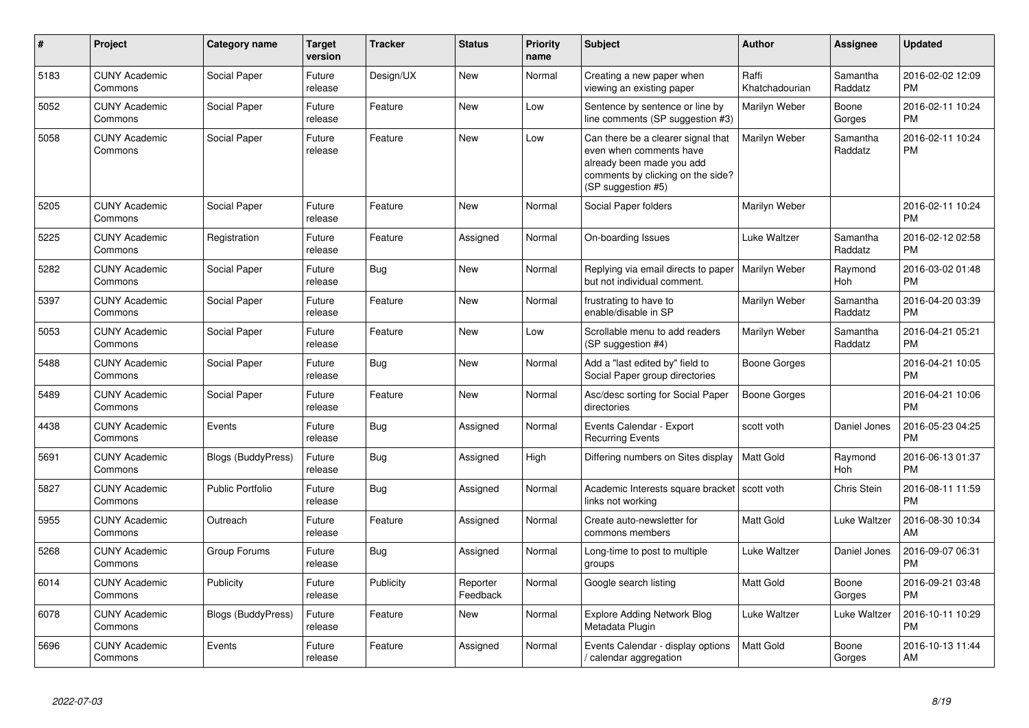| # | Project | Category name | Target version | Tracker | Status | Priority name | Subject | Author | Assignee | Updated |
|---|---|---|---|---|---|---|---|---|---|---|
| 5183 | CUNY Academic Commons | Social Paper | Future release | Design/UX | New | Normal | Creating a new paper when viewing an existing paper | Raffi Khatchadourian | Samantha Raddatz | 2016-02-02 12:09 PM |
| 5052 | CUNY Academic Commons | Social Paper | Future release | Feature | New | Low | Sentence by sentence or line by line comments (SP suggestion #3) | Marilyn Weber | Boone Gorges | 2016-02-11 10:24 PM |
| 5058 | CUNY Academic Commons | Social Paper | Future release | Feature | New | Low | Can there be a clearer signal that even when comments have already been made you add comments by clicking on the side? (SP suggestion #5) | Marilyn Weber | Samantha Raddatz | 2016-02-11 10:24 PM |
| 5205 | CUNY Academic Commons | Social Paper | Future release | Feature | New | Normal | Social Paper folders | Marilyn Weber | | 2016-02-11 10:24 PM |
| 5225 | CUNY Academic Commons | Registration | Future release | Feature | Assigned | Normal | On-boarding Issues | Luke Waltzer | Samantha Raddatz | 2016-02-12 02:58 PM |
| 5282 | CUNY Academic Commons | Social Paper | Future release | Bug | New | Normal | Replying via email directs to paper but not individual comment. | Marilyn Weber | Raymond Hoh | 2016-03-02 01:48 PM |
| 5397 | CUNY Academic Commons | Social Paper | Future release | Feature | New | Normal | frustrating to have to enable/disable in SP | Marilyn Weber | Samantha Raddatz | 2016-04-20 03:39 PM |
| 5053 | CUNY Academic Commons | Social Paper | Future release | Feature | New | Low | Scrollable menu to add readers (SP suggestion #4) | Marilyn Weber | Samantha Raddatz | 2016-04-21 05:21 PM |
| 5488 | CUNY Academic Commons | Social Paper | Future release | Bug | New | Normal | Add a "last edited by" field to Social Paper group directories | Boone Gorges | | 2016-04-21 10:05 PM |
| 5489 | CUNY Academic Commons | Social Paper | Future release | Feature | New | Normal | Asc/desc sorting for Social Paper directories | Boone Gorges | | 2016-04-21 10:06 PM |
| 4438 | CUNY Academic Commons | Events | Future release | Bug | Assigned | Normal | Events Calendar - Export Recurring Events | scott voth | Daniel Jones | 2016-05-23 04:25 PM |
| 5691 | CUNY Academic Commons | Blogs (BuddyPress) | Future release | Bug | Assigned | High | Differing numbers on Sites display | Matt Gold | Raymond Hoh | 2016-06-13 01:37 PM |
| 5827 | CUNY Academic Commons | Public Portfolio | Future release | Bug | Assigned | Normal | Academic Interests square bracket links not working | scott voth | Chris Stein | 2016-08-11 11:59 PM |
| 5955 | CUNY Academic Commons | Outreach | Future release | Feature | Assigned | Normal | Create auto-newsletter for commons members | Matt Gold | Luke Waltzer | 2016-08-30 10:34 AM |
| 5268 | CUNY Academic Commons | Group Forums | Future release | Bug | Assigned | Normal | Long-time to post to multiple groups | Luke Waltzer | Daniel Jones | 2016-09-07 06:31 PM |
| 6014 | CUNY Academic Commons | Publicity | Future release | Publicity | Reporter Feedback | Normal | Google search listing | Matt Gold | Boone Gorges | 2016-09-21 03:48 PM |
| 6078 | CUNY Academic Commons | Blogs (BuddyPress) | Future release | Feature | New | Normal | Explore Adding Network Blog Metadata Plugin | Luke Waltzer | Luke Waltzer | 2016-10-11 10:29 PM |
| 5696 | CUNY Academic Commons | Events | Future release | Feature | Assigned | Normal | Events Calendar - display options / calendar aggregation | Matt Gold | Boone Gorges | 2016-10-13 11:44 AM |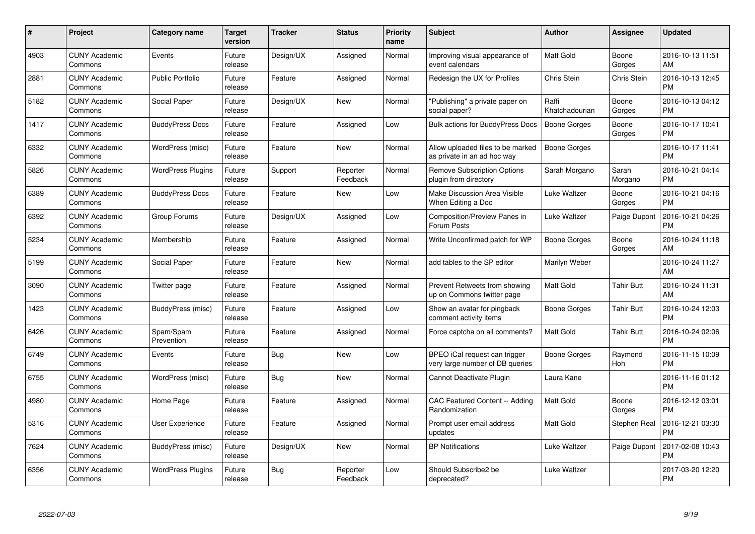| # | Project | Category name | Target version | Tracker | Status | Priority name | Subject | Author | Assignee | Updated |
|---|---|---|---|---|---|---|---|---|---|---|
| 4903 | CUNY Academic Commons | Events | Future release | Design/UX | Assigned | Normal | Improving visual appearance of event calendars | Matt Gold | Boone Gorges | 2016-10-13 11:51 AM |
| 2881 | CUNY Academic Commons | Public Portfolio | Future release | Feature | Assigned | Normal | Redesign the UX for Profiles | Chris Stein | Chris Stein | 2016-10-13 12:45 PM |
| 5182 | CUNY Academic Commons | Social Paper | Future release | Design/UX | New | Normal | "Publishing" a private paper on social paper? | Raffi Khatchadourian | Boone Gorges | 2016-10-13 04:12 PM |
| 1417 | CUNY Academic Commons | BuddyPress Docs | Future release | Feature | Assigned | Low | Bulk actions for BuddyPress Docs | Boone Gorges | Boone Gorges | 2016-10-17 10:41 PM |
| 6332 | CUNY Academic Commons | WordPress (misc) | Future release | Feature | New | Normal | Allow uploaded files to be marked as private in an ad hoc way | Boone Gorges | | 2016-10-17 11:41 PM |
| 5826 | CUNY Academic Commons | WordPress Plugins | Future release | Support | Reporter Feedback | Normal | Remove Subscription Options plugin from directory | Sarah Morgano | Sarah Morgano | 2016-10-21 04:14 PM |
| 6389 | CUNY Academic Commons | BuddyPress Docs | Future release | Feature | New | Low | Make Discussion Area Visible When Editing a Doc | Luke Waltzer | Boone Gorges | 2016-10-21 04:16 PM |
| 6392 | CUNY Academic Commons | Group Forums | Future release | Design/UX | Assigned | Low | Composition/Preview Panes in Forum Posts | Luke Waltzer | Paige Dupont | 2016-10-21 04:26 PM |
| 5234 | CUNY Academic Commons | Membership | Future release | Feature | Assigned | Normal | Write Unconfirmed patch for WP | Boone Gorges | Boone Gorges | 2016-10-24 11:18 AM |
| 5199 | CUNY Academic Commons | Social Paper | Future release | Feature | New | Normal | add tables to the SP editor | Marilyn Weber | | 2016-10-24 11:27 AM |
| 3090 | CUNY Academic Commons | Twitter page | Future release | Feature | Assigned | Normal | Prevent Retweets from showing up on Commons twitter page | Matt Gold | Tahir Butt | 2016-10-24 11:31 AM |
| 1423 | CUNY Academic Commons | BuddyPress (misc) | Future release | Feature | Assigned | Low | Show an avatar for pingback comment activity items | Boone Gorges | Tahir Butt | 2016-10-24 12:03 PM |
| 6426 | CUNY Academic Commons | Spam/Spam Prevention | Future release | Feature | Assigned | Normal | Force captcha on all comments? | Matt Gold | Tahir Butt | 2016-10-24 02:06 PM |
| 6749 | CUNY Academic Commons | Events | Future release | Bug | New | Low | BPEO iCal request can trigger very large number of DB queries | Boone Gorges | Raymond Hoh | 2016-11-15 10:09 PM |
| 6755 | CUNY Academic Commons | WordPress (misc) | Future release | Bug | New | Normal | Cannot Deactivate Plugin | Laura Kane | | 2016-11-16 01:12 PM |
| 4980 | CUNY Academic Commons | Home Page | Future release | Feature | Assigned | Normal | CAC Featured Content -- Adding Randomization | Matt Gold | Boone Gorges | 2016-12-12 03:01 PM |
| 5316 | CUNY Academic Commons | User Experience | Future release | Feature | Assigned | Normal | Prompt user email address updates | Matt Gold | Stephen Real | 2016-12-21 03:30 PM |
| 7624 | CUNY Academic Commons | BuddyPress (misc) | Future release | Design/UX | New | Normal | BP Notifications | Luke Waltzer | Paige Dupont | 2017-02-08 10:43 PM |
| 6356 | CUNY Academic Commons | WordPress Plugins | Future release | Bug | Reporter Feedback | Low | Should Subscribe2 be deprecated? | Luke Waltzer | | 2017-03-20 12:20 PM |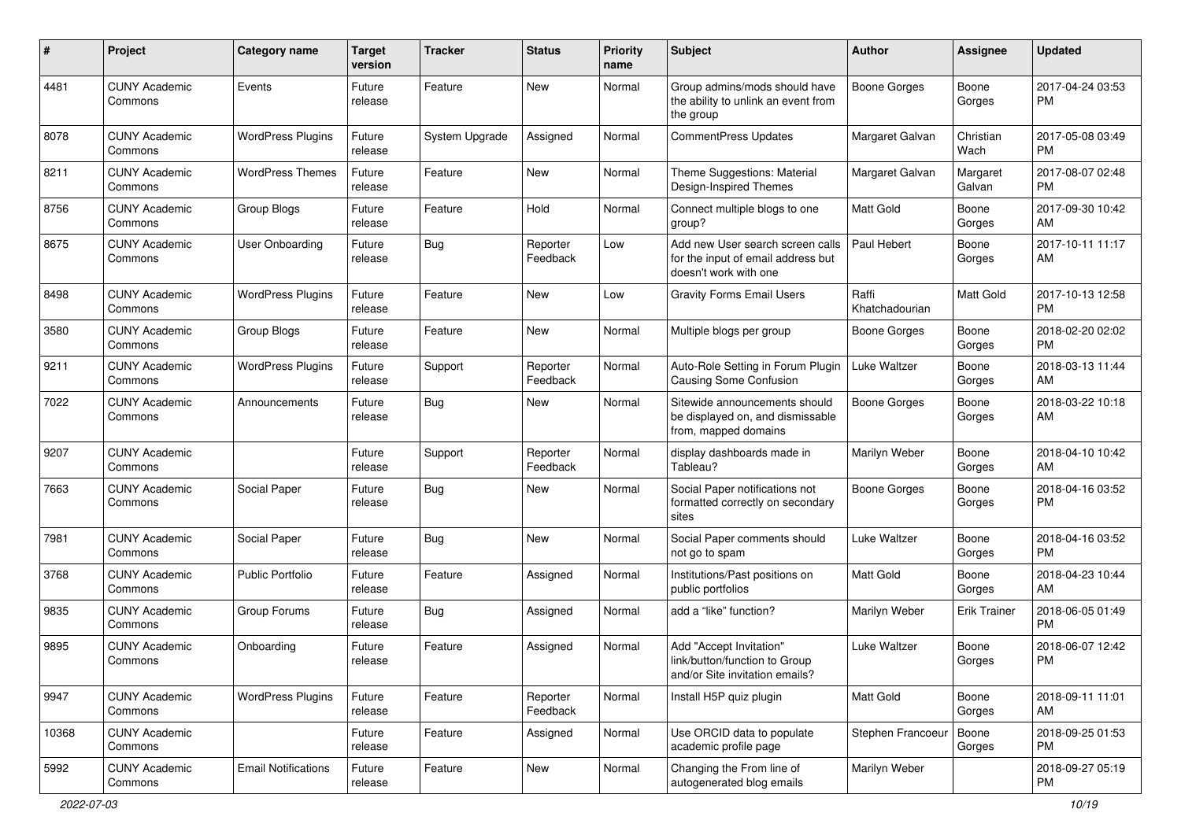| # | Project | Category name | Target version | Tracker | Status | Priority name | Subject | Author | Assignee | Updated |
|---|---|---|---|---|---|---|---|---|---|---|
| 4481 | CUNY Academic Commons | Events | Future release | Feature | New | Normal | Group admins/mods should have the ability to unlink an event from the group | Boone Gorges | Boone Gorges | 2017-04-24 03:53 PM |
| 8078 | CUNY Academic Commons | WordPress Plugins | Future release | System Upgrade | Assigned | Normal | CommentPress Updates | Margaret Galvan | Christian Wach | 2017-05-08 03:49 PM |
| 8211 | CUNY Academic Commons | WordPress Themes | Future release | Feature | New | Normal | Theme Suggestions: Material Design-Inspired Themes | Margaret Galvan | Margaret Galvan | 2017-08-07 02:48 PM |
| 8756 | CUNY Academic Commons | Group Blogs | Future release | Feature | Hold | Normal | Connect multiple blogs to one group? | Matt Gold | Boone Gorges | 2017-09-30 10:42 AM |
| 8675 | CUNY Academic Commons | User Onboarding | Future release | Bug | Reporter Feedback | Low | Add new User search screen calls for the input of email address but doesn't work with one | Paul Hebert | Boone Gorges | 2017-10-11 11:17 AM |
| 8498 | CUNY Academic Commons | WordPress Plugins | Future release | Feature | New | Low | Gravity Forms Email Users | Raffi Khatchadourian | Matt Gold | 2017-10-13 12:58 PM |
| 3580 | CUNY Academic Commons | Group Blogs | Future release | Feature | New | Normal | Multiple blogs per group | Boone Gorges | Boone Gorges | 2018-02-20 02:02 PM |
| 9211 | CUNY Academic Commons | WordPress Plugins | Future release | Support | Reporter Feedback | Normal | Auto-Role Setting in Forum Plugin Causing Some Confusion | Luke Waltzer | Boone Gorges | 2018-03-13 11:44 AM |
| 7022 | CUNY Academic Commons | Announcements | Future release | Bug | New | Normal | Sitewide announcements should be displayed on, and dismissable from, mapped domains | Boone Gorges | Boone Gorges | 2018-03-22 10:18 AM |
| 9207 | CUNY Academic Commons | | Future release | Support | Reporter Feedback | Normal | display dashboards made in Tableau? | Marilyn Weber | Boone Gorges | 2018-04-10 10:42 AM |
| 7663 | CUNY Academic Commons | Social Paper | Future release | Bug | New | Normal | Social Paper notifications not formatted correctly on secondary sites | Boone Gorges | Boone Gorges | 2018-04-16 03:52 PM |
| 7981 | CUNY Academic Commons | Social Paper | Future release | Bug | New | Normal | Social Paper comments should not go to spam | Luke Waltzer | Boone Gorges | 2018-04-16 03:52 PM |
| 3768 | CUNY Academic Commons | Public Portfolio | Future release | Feature | Assigned | Normal | Institutions/Past positions on public portfolios | Matt Gold | Boone Gorges | 2018-04-23 10:44 AM |
| 9835 | CUNY Academic Commons | Group Forums | Future release | Bug | Assigned | Normal | add a "like" function? | Marilyn Weber | Erik Trainer | 2018-06-05 01:49 PM |
| 9895 | CUNY Academic Commons | Onboarding | Future release | Feature | Assigned | Normal | Add "Accept Invitation" link/button/function to Group and/or Site invitation emails? | Luke Waltzer | Boone Gorges | 2018-06-07 12:42 PM |
| 9947 | CUNY Academic Commons | WordPress Plugins | Future release | Feature | Reporter Feedback | Normal | Install H5P quiz plugin | Matt Gold | Boone Gorges | 2018-09-11 11:01 AM |
| 10368 | CUNY Academic Commons | | Future release | Feature | Assigned | Normal | Use ORCID data to populate academic profile page | Stephen Francoeur | Boone Gorges | 2018-09-25 01:53 PM |
| 5992 | CUNY Academic Commons | Email Notifications | Future release | Feature | New | Normal | Changing the From line of autogenerated blog emails | Marilyn Weber | | 2018-09-27 05:19 PM |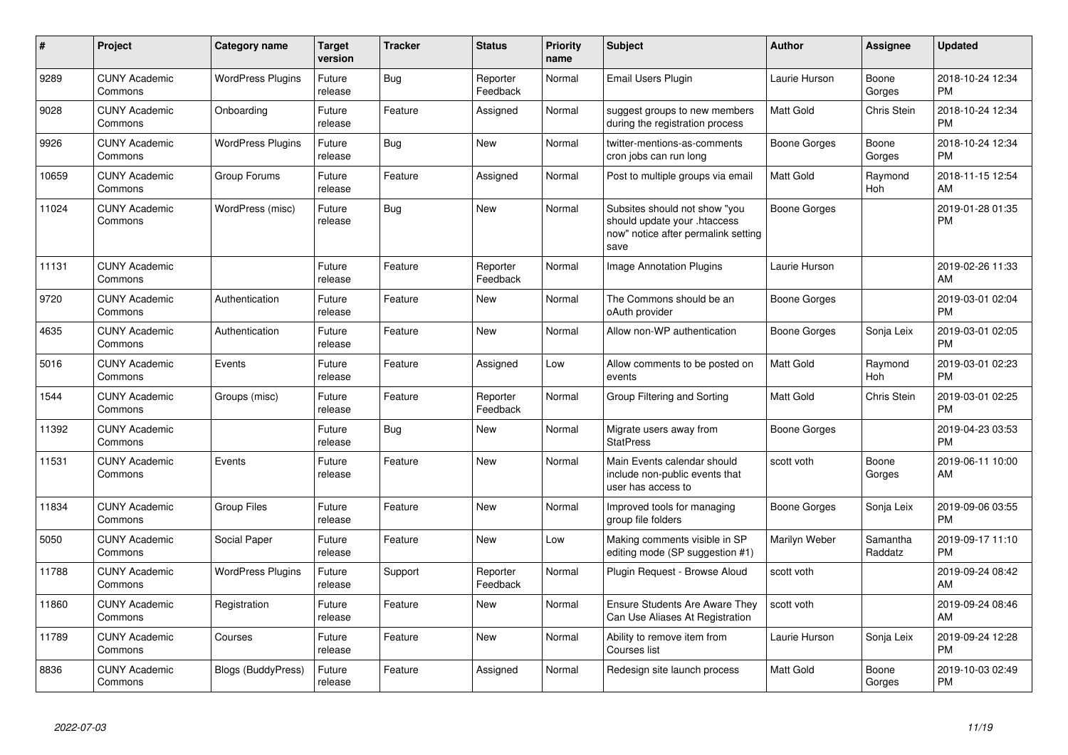| # | Project | Category name | Target version | Tracker | Status | Priority name | Subject | Author | Assignee | Updated |
|---|---|---|---|---|---|---|---|---|---|---|
| 9289 | CUNY Academic Commons | WordPress Plugins | Future release | Bug | Reporter Feedback | Normal | Email Users Plugin | Laurie Hurson | Boone Gorges | 2018-10-24 12:34 PM |
| 9028 | CUNY Academic Commons | Onboarding | Future release | Feature | Assigned | Normal | suggest groups to new members during the registration process | Matt Gold | Chris Stein | 2018-10-24 12:34 PM |
| 9926 | CUNY Academic Commons | WordPress Plugins | Future release | Bug | New | Normal | twitter-mentions-as-comments cron jobs can run long | Boone Gorges | Boone Gorges | 2018-10-24 12:34 PM |
| 10659 | CUNY Academic Commons | Group Forums | Future release | Feature | Assigned | Normal | Post to multiple groups via email | Matt Gold | Raymond Hoh | 2018-11-15 12:54 AM |
| 11024 | CUNY Academic Commons | WordPress (misc) | Future release | Bug | New | Normal | Subsites should not show "you should update your .htaccess now" notice after permalink setting save | Boone Gorges | | 2019-01-28 01:35 PM |
| 11131 | CUNY Academic Commons | | Future release | Feature | Reporter Feedback | Normal | Image Annotation Plugins | Laurie Hurson | | 2019-02-26 11:33 AM |
| 9720 | CUNY Academic Commons | Authentication | Future release | Feature | New | Normal | The Commons should be an oAuth provider | Boone Gorges | | 2019-03-01 02:04 PM |
| 4635 | CUNY Academic Commons | Authentication | Future release | Feature | New | Normal | Allow non-WP authentication | Boone Gorges | Sonja Leix | 2019-03-01 02:05 PM |
| 5016 | CUNY Academic Commons | Events | Future release | Feature | Assigned | Low | Allow comments to be posted on events | Matt Gold | Raymond Hoh | 2019-03-01 02:23 PM |
| 1544 | CUNY Academic Commons | Groups (misc) | Future release | Feature | Reporter Feedback | Normal | Group Filtering and Sorting | Matt Gold | Chris Stein | 2019-03-01 02:25 PM |
| 11392 | CUNY Academic Commons | | Future release | Bug | New | Normal | Migrate users away from StatPress | Boone Gorges | | 2019-04-23 03:53 PM |
| 11531 | CUNY Academic Commons | Events | Future release | Feature | New | Normal | Main Events calendar should include non-public events that user has access to | scott voth | Boone Gorges | 2019-06-11 10:00 AM |
| 11834 | CUNY Academic Commons | Group Files | Future release | Feature | New | Normal | Improved tools for managing group file folders | Boone Gorges | Sonja Leix | 2019-09-06 03:55 PM |
| 5050 | CUNY Academic Commons | Social Paper | Future release | Feature | New | Low | Making comments visible in SP editing mode (SP suggestion #1) | Marilyn Weber | Samantha Raddatz | 2019-09-17 11:10 PM |
| 11788 | CUNY Academic Commons | WordPress Plugins | Future release | Support | Reporter Feedback | Normal | Plugin Request - Browse Aloud | scott voth | | 2019-09-24 08:42 AM |
| 11860 | CUNY Academic Commons | Registration | Future release | Feature | New | Normal | Ensure Students Are Aware They Can Use Aliases At Registration | scott voth | | 2019-09-24 08:46 AM |
| 11789 | CUNY Academic Commons | Courses | Future release | Feature | New | Normal | Ability to remove item from Courses list | Laurie Hurson | Sonja Leix | 2019-09-24 12:28 PM |
| 8836 | CUNY Academic Commons | Blogs (BuddyPress) | Future release | Feature | Assigned | Normal | Redesign site launch process | Matt Gold | Boone Gorges | 2019-10-03 02:49 PM |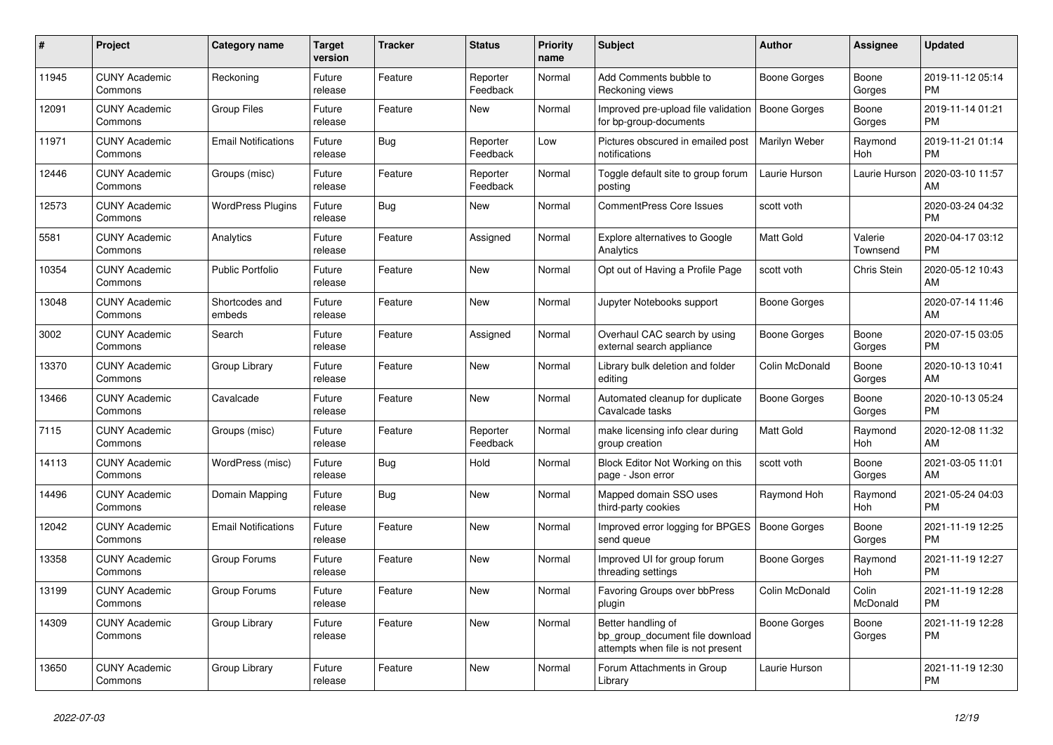| # | Project | Category name | Target version | Tracker | Status | Priority name | Subject | Author | Assignee | Updated |
|---|---|---|---|---|---|---|---|---|---|---|
| 11945 | CUNY Academic Commons | Reckoning | Future release | Feature | Reporter Feedback | Normal | Add Comments bubble to Reckoning views | Boone Gorges | Boone Gorges | 2019-11-12 05:14 PM |
| 12091 | CUNY Academic Commons | Group Files | Future release | Feature | New | Normal | Improved pre-upload file validation for bp-group-documents | Boone Gorges | Boone Gorges | 2019-11-14 01:21 PM |
| 11971 | CUNY Academic Commons | Email Notifications | Future release | Bug | Reporter Feedback | Low | Pictures obscured in emailed post notifications | Marilyn Weber | Raymond Hoh | 2019-11-21 01:14 PM |
| 12446 | CUNY Academic Commons | Groups (misc) | Future release | Feature | Reporter Feedback | Normal | Toggle default site to group forum posting | Laurie Hurson | Laurie Hurson | 2020-03-10 11:57 AM |
| 12573 | CUNY Academic Commons | WordPress Plugins | Future release | Bug | New | Normal | CommentPress Core Issues | scott voth | | 2020-03-24 04:32 PM |
| 5581 | CUNY Academic Commons | Analytics | Future release | Feature | Assigned | Normal | Explore alternatives to Google Analytics | Matt Gold | Valerie Townsend | 2020-04-17 03:12 PM |
| 10354 | CUNY Academic Commons | Public Portfolio | Future release | Feature | New | Normal | Opt out of Having a Profile Page | scott voth | Chris Stein | 2020-05-12 10:43 AM |
| 13048 | CUNY Academic Commons | Shortcodes and embeds | Future release | Feature | New | Normal | Jupyter Notebooks support | Boone Gorges | | 2020-07-14 11:46 AM |
| 3002 | CUNY Academic Commons | Search | Future release | Feature | Assigned | Normal | Overhaul CAC search by using external search appliance | Boone Gorges | Boone Gorges | 2020-07-15 03:05 PM |
| 13370 | CUNY Academic Commons | Group Library | Future release | Feature | New | Normal | Library bulk deletion and folder editing | Colin McDonald | Boone Gorges | 2020-10-13 10:41 AM |
| 13466 | CUNY Academic Commons | Cavalcade | Future release | Feature | New | Normal | Automated cleanup for duplicate Cavalcade tasks | Boone Gorges | Boone Gorges | 2020-10-13 05:24 PM |
| 7115 | CUNY Academic Commons | Groups (misc) | Future release | Feature | Reporter Feedback | Normal | make licensing info clear during group creation | Matt Gold | Raymond Hoh | 2020-12-08 11:32 AM |
| 14113 | CUNY Academic Commons | WordPress (misc) | Future release | Bug | Hold | Normal | Block Editor Not Working on this page - Json error | scott voth | Boone Gorges | 2021-03-05 11:01 AM |
| 14496 | CUNY Academic Commons | Domain Mapping | Future release | Bug | New | Normal | Mapped domain SSO uses third-party cookies | Raymond Hoh | Raymond Hoh | 2021-05-24 04:03 PM |
| 12042 | CUNY Academic Commons | Email Notifications | Future release | Feature | New | Normal | Improved error logging for BPGES send queue | Boone Gorges | Boone Gorges | 2021-11-19 12:25 PM |
| 13358 | CUNY Academic Commons | Group Forums | Future release | Feature | New | Normal | Improved UI for group forum threading settings | Boone Gorges | Raymond Hoh | 2021-11-19 12:27 PM |
| 13199 | CUNY Academic Commons | Group Forums | Future release | Feature | New | Normal | Favoring Groups over bbPress plugin | Colin McDonald | Colin McDonald | 2021-11-19 12:28 PM |
| 14309 | CUNY Academic Commons | Group Library | Future release | Feature | New | Normal | Better handling of bp_group_document file download attempts when file is not present | Boone Gorges | Boone Gorges | 2021-11-19 12:28 PM |
| 13650 | CUNY Academic Commons | Group Library | Future release | Feature | New | Normal | Forum Attachments in Group Library | Laurie Hurson | | 2021-11-19 12:30 PM |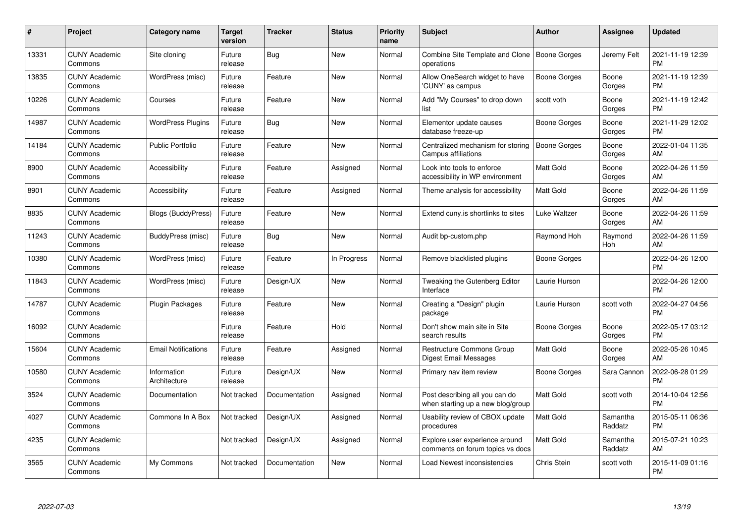| # | Project | Category name | Target version | Tracker | Status | Priority name | Subject | Author | Assignee | Updated |
|---|---|---|---|---|---|---|---|---|---|---|
| 13331 | CUNY Academic Commons | Site cloning | Future release | Bug | New | Normal | Combine Site Template and Clone operations | Boone Gorges | Jeremy Felt | 2021-11-19 12:39 PM |
| 13835 | CUNY Academic Commons | WordPress (misc) | Future release | Feature | New | Normal | Allow OneSearch widget to have 'CUNY' as campus | Boone Gorges | Boone Gorges | 2021-11-19 12:39 PM |
| 10226 | CUNY Academic Commons | Courses | Future release | Feature | New | Normal | Add "My Courses" to drop down list | scott voth | Boone Gorges | 2021-11-19 12:42 PM |
| 14987 | CUNY Academic Commons | WordPress Plugins | Future release | Bug | New | Normal | Elementor update causes database freeze-up | Boone Gorges | Boone Gorges | 2021-11-29 12:02 PM |
| 14184 | CUNY Academic Commons | Public Portfolio | Future release | Feature | New | Normal | Centralized mechanism for storing Campus affiliations | Boone Gorges | Boone Gorges | 2022-01-04 11:35 AM |
| 8900 | CUNY Academic Commons | Accessibility | Future release | Feature | Assigned | Normal | Look into tools to enforce accessibility in WP environment | Matt Gold | Boone Gorges | 2022-04-26 11:59 AM |
| 8901 | CUNY Academic Commons | Accessibility | Future release | Feature | Assigned | Normal | Theme analysis for accessibility | Matt Gold | Boone Gorges | 2022-04-26 11:59 AM |
| 8835 | CUNY Academic Commons | Blogs (BuddyPress) | Future release | Feature | New | Normal | Extend cuny.is shortlinks to sites | Luke Waltzer | Boone Gorges | 2022-04-26 11:59 AM |
| 11243 | CUNY Academic Commons | BuddyPress (misc) | Future release | Bug | New | Normal | Audit bp-custom.php | Raymond Hoh | Raymond Hoh | 2022-04-26 11:59 AM |
| 10380 | CUNY Academic Commons | WordPress (misc) | Future release | Feature | In Progress | Normal | Remove blacklisted plugins | Boone Gorges | | 2022-04-26 12:00 PM |
| 11843 | CUNY Academic Commons | WordPress (misc) | Future release | Design/UX | New | Normal | Tweaking the Gutenberg Editor Interface | Laurie Hurson | | 2022-04-26 12:00 PM |
| 14787 | CUNY Academic Commons | Plugin Packages | Future release | Feature | New | Normal | Creating a "Design" plugin package | Laurie Hurson | scott voth | 2022-04-27 04:56 PM |
| 16092 | CUNY Academic Commons | | Future release | Feature | Hold | Normal | Don't show main site in Site search results | Boone Gorges | Boone Gorges | 2022-05-17 03:12 PM |
| 15604 | CUNY Academic Commons | Email Notifications | Future release | Feature | Assigned | Normal | Restructure Commons Group Digest Email Messages | Matt Gold | Boone Gorges | 2022-05-26 10:45 AM |
| 10580 | CUNY Academic Commons | Information Architecture | Future release | Design/UX | New | Normal | Primary nav item review | Boone Gorges | Sara Cannon | 2022-06-28 01:29 PM |
| 3524 | CUNY Academic Commons | Documentation | Not tracked | Documentation | Assigned | Normal | Post describing all you can do when starting up a new blog/group | Matt Gold | scott voth | 2014-10-04 12:56 PM |
| 4027 | CUNY Academic Commons | Commons In A Box | Not tracked | Design/UX | Assigned | Normal | Usability review of CBOX update procedures | Matt Gold | Samantha Raddatz | 2015-05-11 06:36 PM |
| 4235 | CUNY Academic Commons | | Not tracked | Design/UX | Assigned | Normal | Explore user experience around comments on forum topics vs docs | Matt Gold | Samantha Raddatz | 2015-07-21 10:23 AM |
| 3565 | CUNY Academic Commons | My Commons | Not tracked | Documentation | New | Normal | Load Newest inconsistencies | Chris Stein | scott voth | 2015-11-09 01:16 PM |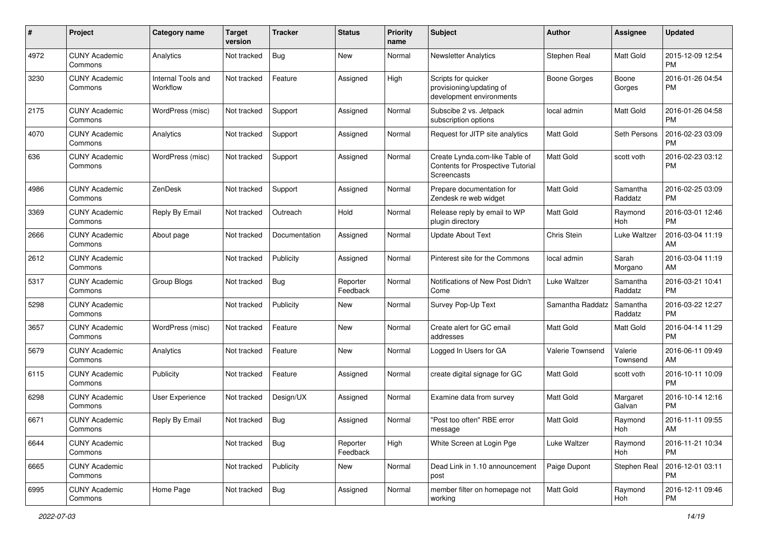| # | Project | Category name | Target version | Tracker | Status | Priority name | Subject | Author | Assignee | Updated |
|---|---|---|---|---|---|---|---|---|---|---|
| 4972 | CUNY Academic Commons | Analytics | Not tracked | Bug | New | Normal | Newsletter Analytics | Stephen Real | Matt Gold | 2015-12-09 12:54 PM |
| 3230 | CUNY Academic Commons | Internal Tools and Workflow | Not tracked | Feature | Assigned | High | Scripts for quicker provisioning/updating of development environments | Boone Gorges | Boone Gorges | 2016-01-26 04:54 PM |
| 2175 | CUNY Academic Commons | WordPress (misc) | Not tracked | Support | Assigned | Normal | Subscibe 2 vs. Jetpack subscription options | local admin | Matt Gold | 2016-01-26 04:58 PM |
| 4070 | CUNY Academic Commons | Analytics | Not tracked | Support | Assigned | Normal | Request for JITP site analytics | Matt Gold | Seth Persons | 2016-02-23 03:09 PM |
| 636 | CUNY Academic Commons | WordPress (misc) | Not tracked | Support | Assigned | Normal | Create Lynda.com-like Table of Contents for Prospective Tutorial Screencasts | Matt Gold | scott voth | 2016-02-23 03:12 PM |
| 4986 | CUNY Academic Commons | ZenDesk | Not tracked | Support | Assigned | Normal | Prepare documentation for Zendesk re web widget | Matt Gold | Samantha Raddatz | 2016-02-25 03:09 PM |
| 3369 | CUNY Academic Commons | Reply By Email | Not tracked | Outreach | Hold | Normal | Release reply by email to WP plugin directory | Matt Gold | Raymond Hoh | 2016-03-01 12:46 PM |
| 2666 | CUNY Academic Commons | About page | Not tracked | Documentation | Assigned | Normal | Update About Text | Chris Stein | Luke Waltzer | 2016-03-04 11:19 AM |
| 2612 | CUNY Academic Commons | | Not tracked | Publicity | Assigned | Normal | Pinterest site for the Commons | local admin | Sarah Morgano | 2016-03-04 11:19 AM |
| 5317 | CUNY Academic Commons | Group Blogs | Not tracked | Bug | Reporter Feedback | Normal | Notifications of New Post Didn't Come | Luke Waltzer | Samantha Raddatz | 2016-03-21 10:41 PM |
| 5298 | CUNY Academic Commons | | Not tracked | Publicity | New | Normal | Survey Pop-Up Text | Samantha Raddatz | Samantha Raddatz | 2016-03-22 12:27 PM |
| 3657 | CUNY Academic Commons | WordPress (misc) | Not tracked | Feature | New | Normal | Create alert for GC email addresses | Matt Gold | Matt Gold | 2016-04-14 11:29 PM |
| 5679 | CUNY Academic Commons | Analytics | Not tracked | Feature | New | Normal | Logged In Users for GA | Valerie Townsend | Valerie Townsend | 2016-06-11 09:49 AM |
| 6115 | CUNY Academic Commons | Publicity | Not tracked | Feature | Assigned | Normal | create digital signage for GC | Matt Gold | scott voth | 2016-10-11 10:09 PM |
| 6298 | CUNY Academic Commons | User Experience | Not tracked | Design/UX | Assigned | Normal | Examine data from survey | Matt Gold | Margaret Galvan | 2016-10-14 12:16 PM |
| 6671 | CUNY Academic Commons | Reply By Email | Not tracked | Bug | Assigned | Normal | "Post too often" RBE error message | Matt Gold | Raymond Hoh | 2016-11-11 09:55 AM |
| 6644 | CUNY Academic Commons | | Not tracked | Bug | Reporter Feedback | High | White Screen at Login Pge | Luke Waltzer | Raymond Hoh | 2016-11-21 10:34 PM |
| 6665 | CUNY Academic Commons | | Not tracked | Publicity | New | Normal | Dead Link in 1.10 announcement post | Paige Dupont | Stephen Real | 2016-12-01 03:11 PM |
| 6995 | CUNY Academic Commons | Home Page | Not tracked | Bug | Assigned | Normal | member filter on homepage not working | Matt Gold | Raymond Hoh | 2016-12-11 09:46 PM |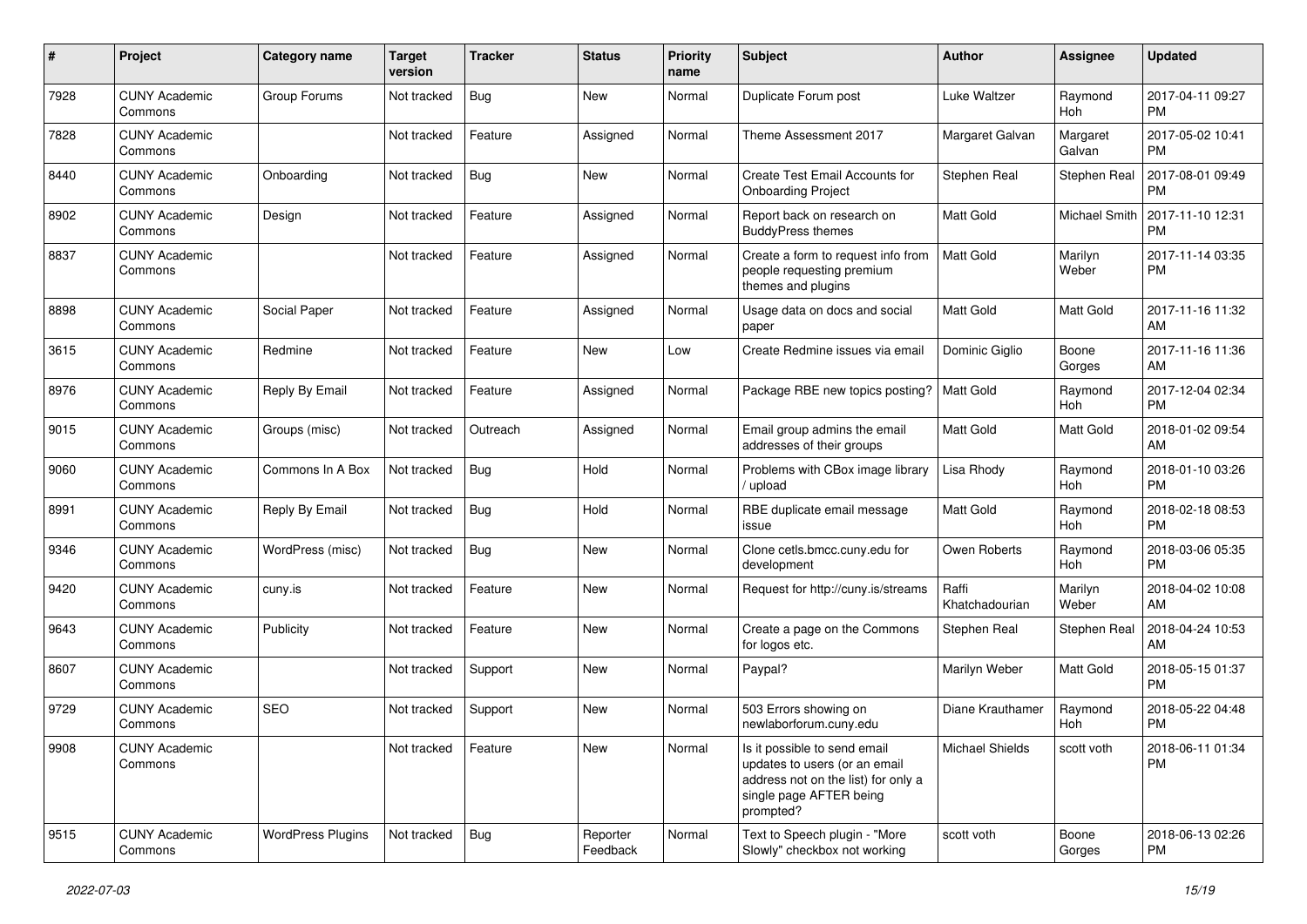| # | Project | Category name | Target version | Tracker | Status | Priority name | Subject | Author | Assignee | Updated |
|---|---|---|---|---|---|---|---|---|---|---|
| 7928 | CUNY Academic Commons | Group Forums | Not tracked | Bug | New | Normal | Duplicate Forum post | Luke Waltzer | Raymond Hoh | 2017-04-11 09:27 PM |
| 7828 | CUNY Academic Commons | | Not tracked | Feature | Assigned | Normal | Theme Assessment 2017 | Margaret Galvan | Margaret Galvan | 2017-05-02 10:41 PM |
| 8440 | CUNY Academic Commons | Onboarding | Not tracked | Bug | New | Normal | Create Test Email Accounts for Onboarding Project | Stephen Real | Stephen Real | 2017-08-01 09:49 PM |
| 8902 | CUNY Academic Commons | Design | Not tracked | Feature | Assigned | Normal | Report back on research on BuddyPress themes | Matt Gold | Michael Smith | 2017-11-10 12:31 PM |
| 8837 | CUNY Academic Commons | | Not tracked | Feature | Assigned | Normal | Create a form to request info from people requesting premium themes and plugins | Matt Gold | Marilyn Weber | 2017-11-14 03:35 PM |
| 8898 | CUNY Academic Commons | Social Paper | Not tracked | Feature | Assigned | Normal | Usage data on docs and social paper | Matt Gold | Matt Gold | 2017-11-16 11:32 AM |
| 3615 | CUNY Academic Commons | Redmine | Not tracked | Feature | New | Low | Create Redmine issues via email | Dominic Giglio | Boone Gorges | 2017-11-16 11:36 AM |
| 8976 | CUNY Academic Commons | Reply By Email | Not tracked | Feature | Assigned | Normal | Package RBE new topics posting? | Matt Gold | Raymond Hoh | 2017-12-04 02:34 PM |
| 9015 | CUNY Academic Commons | Groups (misc) | Not tracked | Outreach | Assigned | Normal | Email group admins the email addresses of their groups | Matt Gold | Matt Gold | 2018-01-02 09:54 AM |
| 9060 | CUNY Academic Commons | Commons In A Box | Not tracked | Bug | Hold | Normal | Problems with CBox image library / upload | Lisa Rhody | Raymond Hoh | 2018-01-10 03:26 PM |
| 8991 | CUNY Academic Commons | Reply By Email | Not tracked | Bug | Hold | Normal | RBE duplicate email message issue | Matt Gold | Raymond Hoh | 2018-02-18 08:53 PM |
| 9346 | CUNY Academic Commons | WordPress (misc) | Not tracked | Bug | New | Normal | Clone cetls.bmcc.cuny.edu for development | Owen Roberts | Raymond Hoh | 2018-03-06 05:35 PM |
| 9420 | CUNY Academic Commons | cuny.is | Not tracked | Feature | New | Normal | Request for http://cuny.is/streams | Raffi Khatchadourian | Marilyn Weber | 2018-04-02 10:08 AM |
| 9643 | CUNY Academic Commons | Publicity | Not tracked | Feature | New | Normal | Create a page on the Commons for logos etc. | Stephen Real | Stephen Real | 2018-04-24 10:53 AM |
| 8607 | CUNY Academic Commons | | Not tracked | Support | New | Normal | Paypal? | Marilyn Weber | Matt Gold | 2018-05-15 01:37 PM |
| 9729 | CUNY Academic Commons | SEO | Not tracked | Support | New | Normal | 503 Errors showing on newlaborforum.cuny.edu | Diane Krauthamer | Raymond Hoh | 2018-05-22 04:48 PM |
| 9908 | CUNY Academic Commons | | Not tracked | Feature | New | Normal | Is it possible to send email updates to users (or an email address not on the list) for only a single page AFTER being prompted? | Michael Shields | scott voth | 2018-06-11 01:34 PM |
| 9515 | CUNY Academic Commons | WordPress Plugins | Not tracked | Bug | Reporter Feedback | Normal | Text to Speech plugin - "More Slowly" checkbox not working | scott voth | Boone Gorges | 2018-06-13 02:26 PM |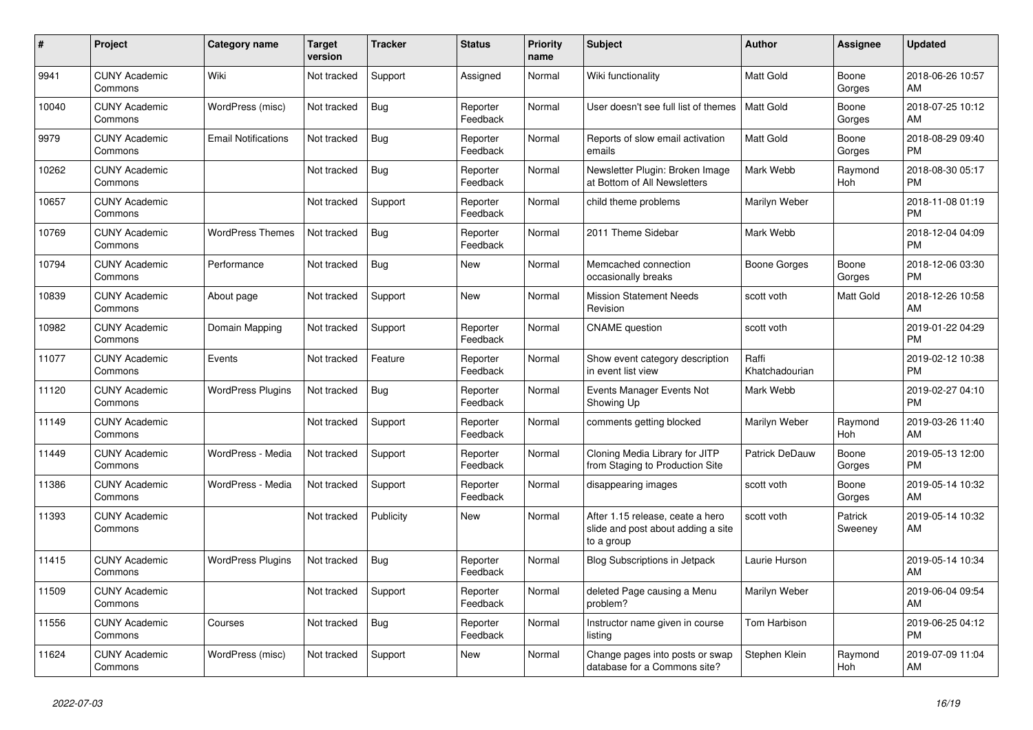| # | Project | Category name | Target version | Tracker | Status | Priority name | Subject | Author | Assignee | Updated |
|---|---|---|---|---|---|---|---|---|---|---|
| 9941 | CUNY Academic Commons | Wiki | Not tracked | Support | Assigned | Normal | Wiki functionality | Matt Gold | Boone Gorges | 2018-06-26 10:57 AM |
| 10040 | CUNY Academic Commons | WordPress (misc) | Not tracked | Bug | Reporter Feedback | Normal | User doesn't see full list of themes | Matt Gold | Boone Gorges | 2018-07-25 10:12 AM |
| 9979 | CUNY Academic Commons | Email Notifications | Not tracked | Bug | Reporter Feedback | Normal | Reports of slow email activation emails | Matt Gold | Boone Gorges | 2018-08-29 09:40 PM |
| 10262 | CUNY Academic Commons | | Not tracked | Bug | Reporter Feedback | Normal | Newsletter Plugin: Broken Image at Bottom of All Newsletters | Mark Webb | Raymond Hoh | 2018-08-30 05:17 PM |
| 10657 | CUNY Academic Commons | | Not tracked | Support | Reporter Feedback | Normal | child theme problems | Marilyn Weber | | 2018-11-08 01:19 PM |
| 10769 | CUNY Academic Commons | WordPress Themes | Not tracked | Bug | Reporter Feedback | Normal | 2011 Theme Sidebar | Mark Webb | | 2018-12-04 04:09 PM |
| 10794 | CUNY Academic Commons | Performance | Not tracked | Bug | New | Normal | Memcached connection occasionally breaks | Boone Gorges | Boone Gorges | 2018-12-06 03:30 PM |
| 10839 | CUNY Academic Commons | About page | Not tracked | Support | New | Normal | Mission Statement Needs Revision | scott voth | Matt Gold | 2018-12-26 10:58 AM |
| 10982 | CUNY Academic Commons | Domain Mapping | Not tracked | Support | Reporter Feedback | Normal | CNAME question | scott voth | | 2019-01-22 04:29 PM |
| 11077 | CUNY Academic Commons | Events | Not tracked | Feature | Reporter Feedback | Normal | Show event category description in event list view | Raffi Khatchadourian | | 2019-02-12 10:38 PM |
| 11120 | CUNY Academic Commons | WordPress Plugins | Not tracked | Bug | Reporter Feedback | Normal | Events Manager Events Not Showing Up | Mark Webb | | 2019-02-27 04:10 PM |
| 11149 | CUNY Academic Commons | | Not tracked | Support | Reporter Feedback | Normal | comments getting blocked | Marilyn Weber | Raymond Hoh | 2019-03-26 11:40 AM |
| 11449 | CUNY Academic Commons | WordPress - Media | Not tracked | Support | Reporter Feedback | Normal | Cloning Media Library for JITP from Staging to Production Site | Patrick DeDauw | Boone Gorges | 2019-05-13 12:00 PM |
| 11386 | CUNY Academic Commons | WordPress - Media | Not tracked | Support | Reporter Feedback | Normal | disappearing images | scott voth | Boone Gorges | 2019-05-14 10:32 AM |
| 11393 | CUNY Academic Commons | | Not tracked | Publicity | New | Normal | After 1.15 release, ceate a hero slide and post about adding a site to a group | scott voth | Patrick Sweeney | 2019-05-14 10:32 AM |
| 11415 | CUNY Academic Commons | WordPress Plugins | Not tracked | Bug | Reporter Feedback | Normal | Blog Subscriptions in Jetpack | Laurie Hurson | | 2019-05-14 10:34 AM |
| 11509 | CUNY Academic Commons | | Not tracked | Support | Reporter Feedback | Normal | deleted Page causing a Menu problem? | Marilyn Weber | | 2019-06-04 09:54 AM |
| 11556 | CUNY Academic Commons | Courses | Not tracked | Bug | Reporter Feedback | Normal | Instructor name given in course listing | Tom Harbison | | 2019-06-25 04:12 PM |
| 11624 | CUNY Academic Commons | WordPress (misc) | Not tracked | Support | New | Normal | Change pages into posts or swap database for a Commons site? | Stephen Klein | Raymond Hoh | 2019-07-09 11:04 AM |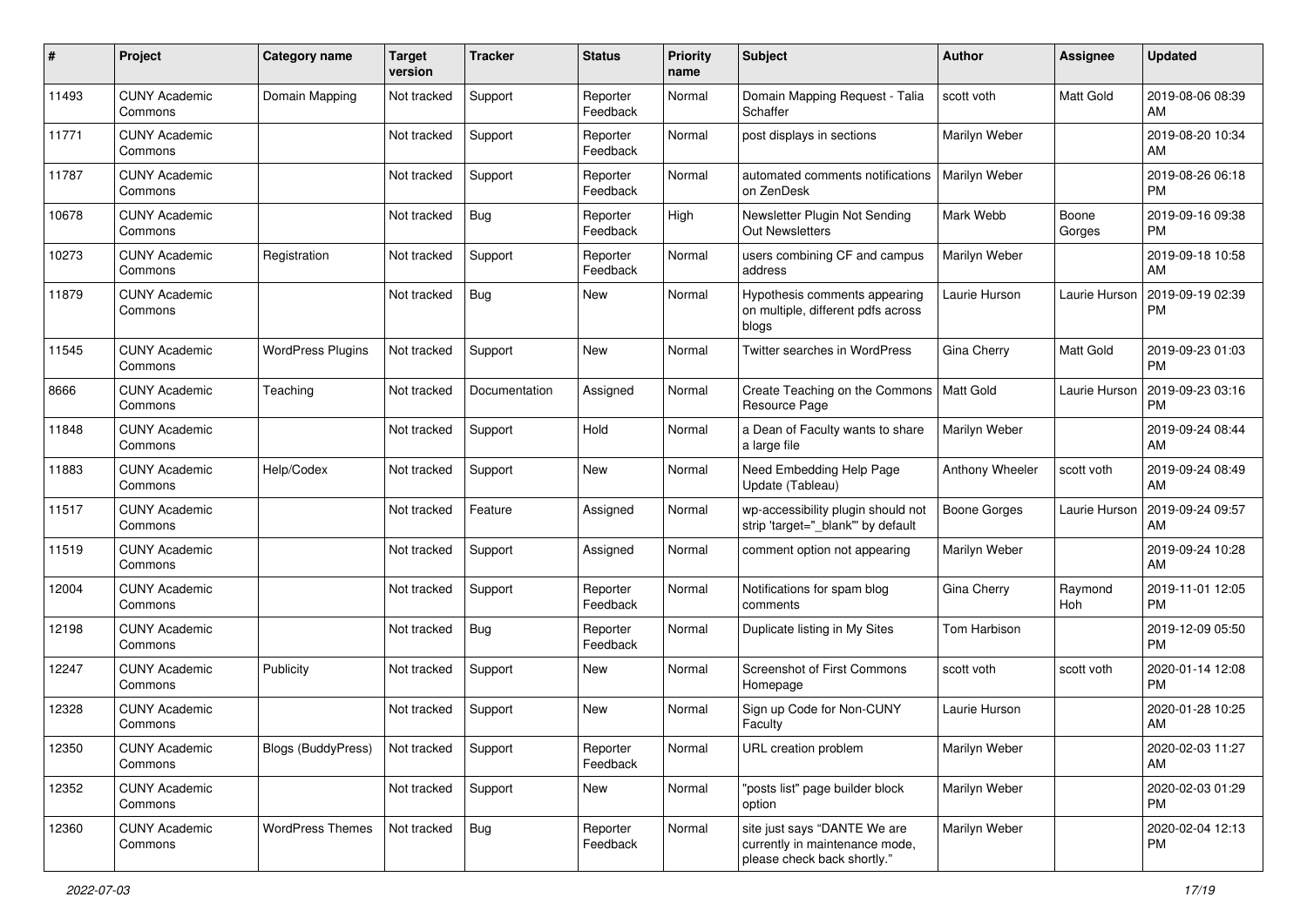| # | Project | Category name | Target version | Tracker | Status | Priority name | Subject | Author | Assignee | Updated |
|---|---|---|---|---|---|---|---|---|---|---|
| 11493 | CUNY Academic Commons | Domain Mapping | Not tracked | Support | Reporter Feedback | Normal | Domain Mapping Request - Talia Schaffer | scott voth | Matt Gold | 2019-08-06 08:39 AM |
| 11771 | CUNY Academic Commons | | Not tracked | Support | Reporter Feedback | Normal | post displays in sections | Marilyn Weber | | 2019-08-20 10:34 AM |
| 11787 | CUNY Academic Commons | | Not tracked | Support | Reporter Feedback | Normal | automated comments notifications on ZenDesk | Marilyn Weber | | 2019-08-26 06:18 PM |
| 10678 | CUNY Academic Commons | | Not tracked | Bug | Reporter Feedback | High | Newsletter Plugin Not Sending Out Newsletters | Mark Webb | Boone Gorges | 2019-09-16 09:38 PM |
| 10273 | CUNY Academic Commons | Registration | Not tracked | Support | Reporter Feedback | Normal | users combining CF and campus address | Marilyn Weber | | 2019-09-18 10:58 AM |
| 11879 | CUNY Academic Commons | | Not tracked | Bug | New | Normal | Hypothesis comments appearing on multiple, different pdfs across blogs | Laurie Hurson | Laurie Hurson | 2019-09-19 02:39 PM |
| 11545 | CUNY Academic Commons | WordPress Plugins | Not tracked | Support | New | Normal | Twitter searches in WordPress | Gina Cherry | Matt Gold | 2019-09-23 01:03 PM |
| 8666 | CUNY Academic Commons | Teaching | Not tracked | Documentation | Assigned | Normal | Create Teaching on the Commons Resource Page | Matt Gold | Laurie Hurson | 2019-09-23 03:16 PM |
| 11848 | CUNY Academic Commons | | Not tracked | Support | Hold | Normal | a Dean of Faculty wants to share a large file | Marilyn Weber | | 2019-09-24 08:44 AM |
| 11883 | CUNY Academic Commons | Help/Codex | Not tracked | Support | New | Normal | Need Embedding Help Page Update (Tableau) | Anthony Wheeler | scott voth | 2019-09-24 08:49 AM |
| 11517 | CUNY Academic Commons | | Not tracked | Feature | Assigned | Normal | wp-accessibility plugin should not strip 'target="_blank"' by default | Boone Gorges | Laurie Hurson | 2019-09-24 09:57 AM |
| 11519 | CUNY Academic Commons | | Not tracked | Support | Assigned | Normal | comment option not appearing | Marilyn Weber | | 2019-09-24 10:28 AM |
| 12004 | CUNY Academic Commons | | Not tracked | Support | Reporter Feedback | Normal | Notifications for spam blog comments | Gina Cherry | Raymond Hoh | 2019-11-01 12:05 PM |
| 12198 | CUNY Academic Commons | | Not tracked | Bug | Reporter Feedback | Normal | Duplicate listing in My Sites | Tom Harbison | | 2019-12-09 05:50 PM |
| 12247 | CUNY Academic Commons | Publicity | Not tracked | Support | New | Normal | Screenshot of First Commons Homepage | scott voth | scott voth | 2020-01-14 12:08 PM |
| 12328 | CUNY Academic Commons | | Not tracked | Support | New | Normal | Sign up Code for Non-CUNY Faculty | Laurie Hurson | | 2020-01-28 10:25 AM |
| 12350 | CUNY Academic Commons | Blogs (BuddyPress) | Not tracked | Support | Reporter Feedback | Normal | URL creation problem | Marilyn Weber | | 2020-02-03 11:27 AM |
| 12352 | CUNY Academic Commons | | Not tracked | Support | New | Normal | "posts list" page builder block option | Marilyn Weber | | 2020-02-03 01:29 PM |
| 12360 | CUNY Academic Commons | WordPress Themes | Not tracked | Bug | Reporter Feedback | Normal | site just says "DANTE We are currently in maintenance mode, please check back shortly." | Marilyn Weber | | 2020-02-04 12:13 PM |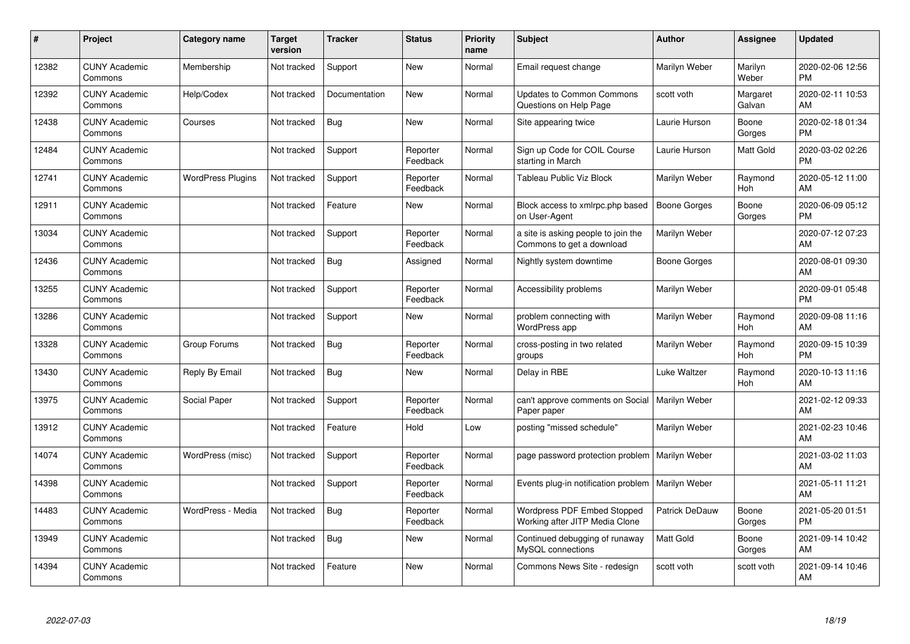| # | Project | Category name | Target version | Tracker | Status | Priority name | Subject | Author | Assignee | Updated |
|---|---|---|---|---|---|---|---|---|---|---|
| 12382 | CUNY Academic Commons | Membership | Not tracked | Support | New | Normal | Email request change | Marilyn Weber | Marilyn Weber | 2020-02-06 12:56 PM |
| 12392 | CUNY Academic Commons | Help/Codex | Not tracked | Documentation | New | Normal | Updates to Common Commons Questions on Help Page | scott voth | Margaret Galvan | 2020-02-11 10:53 AM |
| 12438 | CUNY Academic Commons | Courses | Not tracked | Bug | New | Normal | Site appearing twice | Laurie Hurson | Boone Gorges | 2020-02-18 01:34 PM |
| 12484 | CUNY Academic Commons | | Not tracked | Support | Reporter Feedback | Normal | Sign up Code for COIL Course starting in March | Laurie Hurson | Matt Gold | 2020-03-02 02:26 PM |
| 12741 | CUNY Academic Commons | WordPress Plugins | Not tracked | Support | Reporter Feedback | Normal | Tableau Public Viz Block | Marilyn Weber | Raymond Hoh | 2020-05-12 11:00 AM |
| 12911 | CUNY Academic Commons | | Not tracked | Feature | New | Normal | Block access to xmlrpc.php based on User-Agent | Boone Gorges | Boone Gorges | 2020-06-09 05:12 PM |
| 13034 | CUNY Academic Commons | | Not tracked | Support | Reporter Feedback | Normal | a site is asking people to join the Commons to get a download | Marilyn Weber | | 2020-07-12 07:23 AM |
| 12436 | CUNY Academic Commons | | Not tracked | Bug | Assigned | Normal | Nightly system downtime | Boone Gorges | | 2020-08-01 09:30 AM |
| 13255 | CUNY Academic Commons | | Not tracked | Support | Reporter Feedback | Normal | Accessibility problems | Marilyn Weber | | 2020-09-01 05:48 PM |
| 13286 | CUNY Academic Commons | | Not tracked | Support | New | Normal | problem connecting with WordPress app | Marilyn Weber | Raymond Hoh | 2020-09-08 11:16 AM |
| 13328 | CUNY Academic Commons | Group Forums | Not tracked | Bug | Reporter Feedback | Normal | cross-posting in two related groups | Marilyn Weber | Raymond Hoh | 2020-09-15 10:39 PM |
| 13430 | CUNY Academic Commons | Reply By Email | Not tracked | Bug | New | Normal | Delay in RBE | Luke Waltzer | Raymond Hoh | 2020-10-13 11:16 AM |
| 13975 | CUNY Academic Commons | Social Paper | Not tracked | Support | Reporter Feedback | Normal | can't approve comments on Social Paper paper | Marilyn Weber | | 2021-02-12 09:33 AM |
| 13912 | CUNY Academic Commons | | Not tracked | Feature | Hold | Low | posting "missed schedule" | Marilyn Weber | | 2021-02-23 10:46 AM |
| 14074 | CUNY Academic Commons | WordPress (misc) | Not tracked | Support | Reporter Feedback | Normal | page password protection problem | Marilyn Weber | | 2021-03-02 11:03 AM |
| 14398 | CUNY Academic Commons | | Not tracked | Support | Reporter Feedback | Normal | Events plug-in notification problem | Marilyn Weber | | 2021-05-11 11:21 AM |
| 14483 | CUNY Academic Commons | WordPress - Media | Not tracked | Bug | Reporter Feedback | Normal | Wordpress PDF Embed Stopped Working after JITP Media Clone | Patrick DeDauw | Boone Gorges | 2021-05-20 01:51 PM |
| 13949 | CUNY Academic Commons | | Not tracked | Bug | New | Normal | Continued debugging of runaway MySQL connections | Matt Gold | Boone Gorges | 2021-09-14 10:42 AM |
| 14394 | CUNY Academic Commons | | Not tracked | Feature | New | Normal | Commons News Site - redesign | scott voth | scott voth | 2021-09-14 10:46 AM |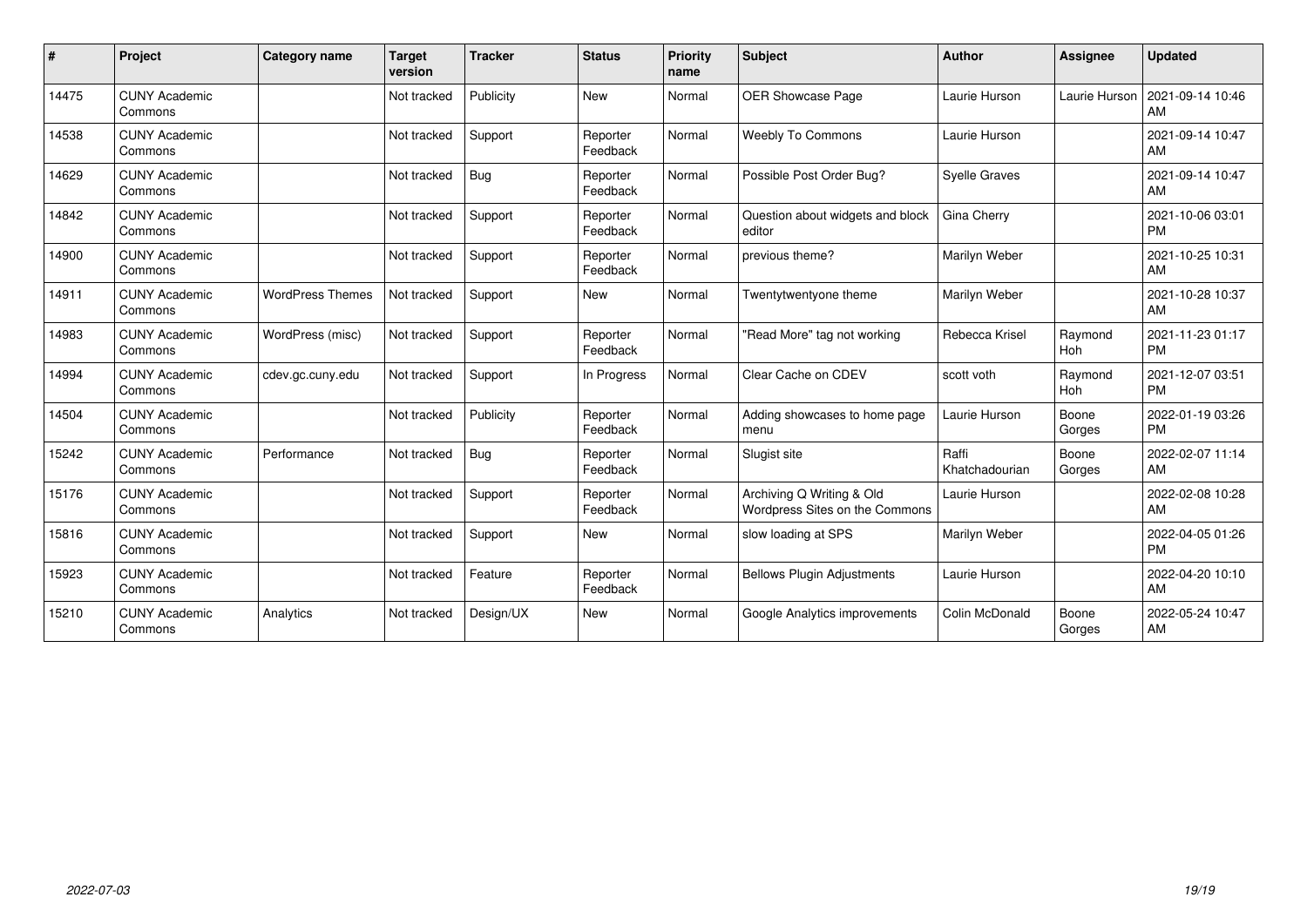| # | Project | Category name | Target version | Tracker | Status | Priority name | Subject | Author | Assignee | Updated |
|---|---|---|---|---|---|---|---|---|---|---|
| 14475 | CUNY Academic Commons | | Not tracked | Publicity | New | Normal | OER Showcase Page | Laurie Hurson | Laurie Hurson | 2021-09-14 10:46 AM |
| 14538 | CUNY Academic Commons | | Not tracked | Support | Reporter Feedback | Normal | Weebly To Commons | Laurie Hurson | | 2021-09-14 10:47 AM |
| 14629 | CUNY Academic Commons | | Not tracked | Bug | Reporter Feedback | Normal | Possible Post Order Bug? | Syelle Graves | | 2021-09-14 10:47 AM |
| 14842 | CUNY Academic Commons | | Not tracked | Support | Reporter Feedback | Normal | Question about widgets and block editor | Gina Cherry | | 2021-10-06 03:01 PM |
| 14900 | CUNY Academic Commons | | Not tracked | Support | Reporter Feedback | Normal | previous theme? | Marilyn Weber | | 2021-10-25 10:31 AM |
| 14911 | CUNY Academic Commons | WordPress Themes | Not tracked | Support | New | Normal | Twentytwentyone theme | Marilyn Weber | | 2021-10-28 10:37 AM |
| 14983 | CUNY Academic Commons | WordPress (misc) | Not tracked | Support | Reporter Feedback | Normal | "Read More" tag not working | Rebecca Krisel | Raymond Hoh | 2021-11-23 01:17 PM |
| 14994 | CUNY Academic Commons | cdev.gc.cuny.edu | Not tracked | Support | In Progress | Normal | Clear Cache on CDEV | scott voth | Raymond Hoh | 2021-12-07 03:51 PM |
| 14504 | CUNY Academic Commons | | Not tracked | Publicity | Reporter Feedback | Normal | Adding showcases to home page menu | Laurie Hurson | Boone Gorges | 2022-01-19 03:26 PM |
| 15242 | CUNY Academic Commons | Performance | Not tracked | Bug | Reporter Feedback | Normal | Slugist site | Raffi Khatchadourian | Boone Gorges | 2022-02-07 11:14 AM |
| 15176 | CUNY Academic Commons | | Not tracked | Support | Reporter Feedback | Normal | Archiving Q Writing & Old Wordpress Sites on the Commons | Laurie Hurson | | 2022-02-08 10:28 AM |
| 15816 | CUNY Academic Commons | | Not tracked | Support | New | Normal | slow loading at SPS | Marilyn Weber | | 2022-04-05 01:26 PM |
| 15923 | CUNY Academic Commons | | Not tracked | Feature | Reporter Feedback | Normal | Bellows Plugin Adjustments | Laurie Hurson | | 2022-04-20 10:10 AM |
| 15210 | CUNY Academic Commons | Analytics | Not tracked | Design/UX | New | Normal | Google Analytics improvements | Colin McDonald | Boone Gorges | 2022-05-24 10:47 AM |